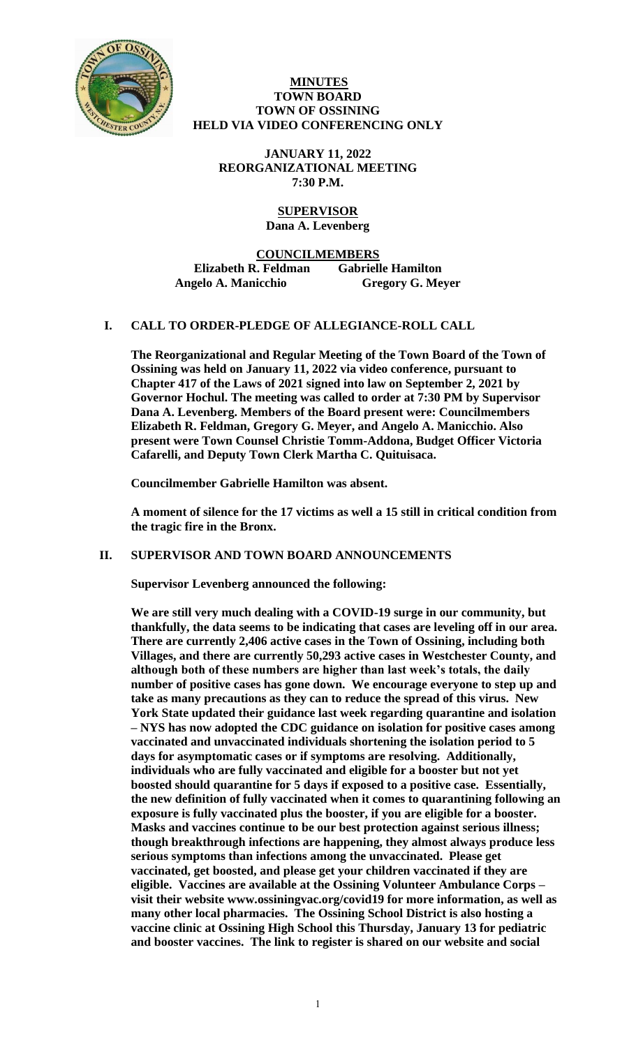**MINUTES**
**TOWN BOARD**
**TOWN OF OSSINING**
**HELD VIA VIDEO CONFERENCING ONLY**

**JANUARY 11, 2022**
**REORGANIZATIONAL MEETING**
**7:30 P.M.**

**SUPERVISOR**
**Dana A. Levenberg**

**COUNCILMEMBERS**

| | |
|---|---|
| **Elizabeth R. Feldman** | **Gabrielle Hamilton** |
| **Angelo A. Manicchio** | **Gregory G. Meyer** |

## I. CALL TO ORDER-PLEDGE OF ALLEGIANCE-ROLL CALL

**The Reorganizational and Regular Meeting of the Town Board of the Town of Ossining was held on January 11, 2022 via video conference, pursuant to Chapter 417 of the Laws of 2021 signed into law on September 2, 2021 by Governor Hochul. The meeting was called to order at 7:30 PM by Supervisor Dana A. Levenberg. Members of the Board present were: Councilmembers Elizabeth R. Feldman, Gregory G. Meyer, and Angelo A. Manicchio. Also present were Town Counsel Christie Tomm-Addona, Budget Officer Victoria Cafarelli, and Deputy Town Clerk Martha C. Quituisaca.**

**Councilmember Gabrielle Hamilton was absent.**

**A moment of silence for the 17 victims as well a 15 still in critical condition from the tragic fire in the Bronx.**

## II. SUPERVISOR AND TOWN BOARD ANNOUNCEMENTS

**Supervisor Levenberg announced the following:**

**We are still very much dealing with a COVID-19 surge in our community, but thankfully, the data seems to be indicating that cases are leveling off in our area. There are currently 2,406 active cases in the Town of Ossining, including both Villages, and there are currently 50,293 active cases in Westchester County, and although both of these numbers are higher than last week's totals, the daily number of positive cases has gone down. We encourage everyone to step up and take as many precautions as they can to reduce the spread of this virus. New York State updated their guidance last week regarding quarantine and isolation – NYS has now adopted the CDC guidance on isolation for positive cases among vaccinated and unvaccinated individuals shortening the isolation period to 5 days for asymptomatic cases or if symptoms are resolving. Additionally, individuals who are fully vaccinated and eligible for a booster but not yet boosted should quarantine for 5 days if exposed to a positive case. Essentially, the new definition of fully vaccinated when it comes to quarantining following an exposure is fully vaccinated plus the booster, if you are eligible for a booster. Masks and vaccines continue to be our best protection against serious illness; though breakthrough infections are happening, they almost always produce less serious symptoms than infections among the unvaccinated. Please get vaccinated, get boosted, and please get your children vaccinated if they are eligible. Vaccines are available at the Ossining Volunteer Ambulance Corps – visit their website www.ossiningvac.org/covid19 for more information, as well as many other local pharmacies. The Ossining School District is also hosting a vaccine clinic at Ossining High School this Thursday, January 13 for pediatric and booster vaccines. The link to register is shared on our website and social**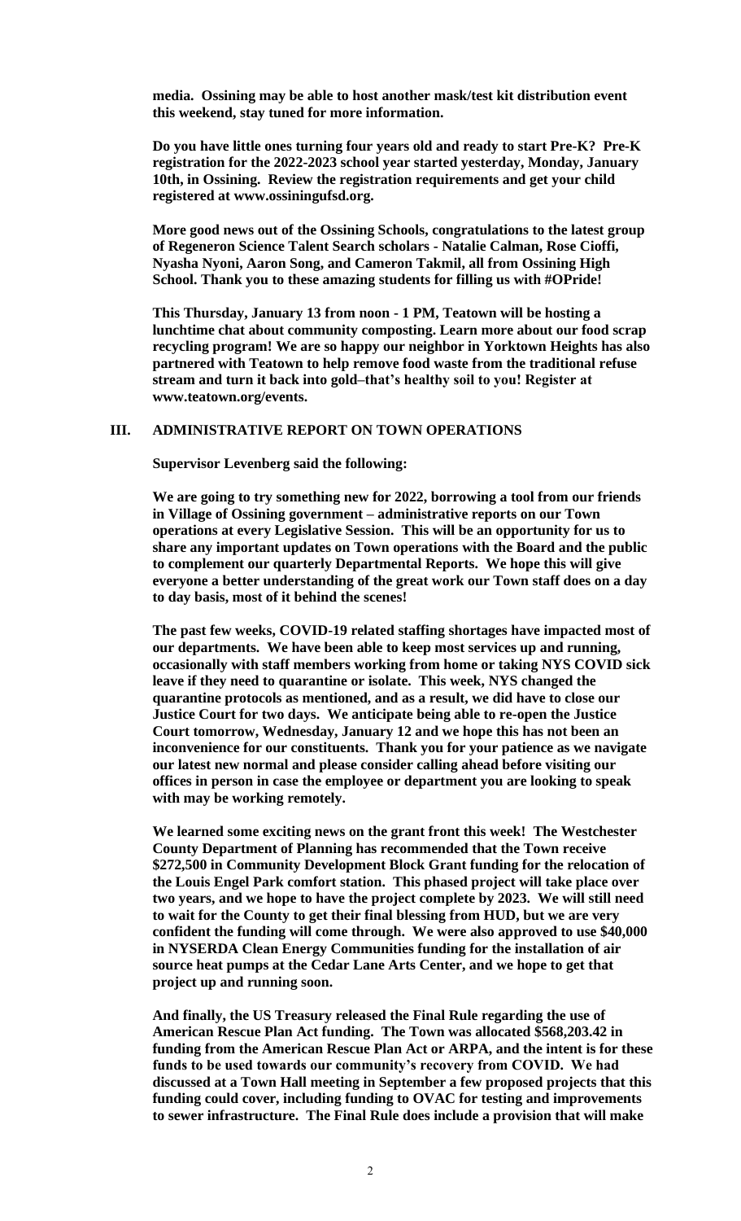**media. Ossining may be able to host another mask/test kit distribution event this weekend, stay tuned for more information.**

**Do you have little ones turning four years old and ready to start Pre-K? Pre-K registration for the 2022-2023 school year started yesterday, Monday, January 10th, in Ossining. Review the registration requirements and get your child registered at www.ossiningufsd.org.**

**More good news out of the Ossining Schools, congratulations to the latest group of Regeneron Science Talent Search scholars - Natalie Calman, Rose Cioffi, Nyasha Nyoni, Aaron Song, and Cameron Takmil, all from Ossining High School. Thank you to these amazing students for filling us with #OPride!**

**This Thursday, January 13 from noon - 1 PM, Teatown will be hosting a lunchtime chat about community composting. Learn more about our food scrap recycling program! We are so happy our neighbor in Yorktown Heights has also partnered with Teatown to help remove food waste from the traditional refuse stream and turn it back into gold–that's healthy soil to you! Register at www.teatown.org/events.**

## III. ADMINISTRATIVE REPORT ON TOWN OPERATIONS

**Supervisor Levenberg said the following:**

**We are going to try something new for 2022, borrowing a tool from our friends in Village of Ossining government – administrative reports on our Town operations at every Legislative Session. This will be an opportunity for us to share any important updates on Town operations with the Board and the public to complement our quarterly Departmental Reports. We hope this will give everyone a better understanding of the great work our Town staff does on a day to day basis, most of it behind the scenes!**

**The past few weeks, COVID-19 related staffing shortages have impacted most of our departments. We have been able to keep most services up and running, occasionally with staff members working from home or taking NYS COVID sick leave if they need to quarantine or isolate. This week, NYS changed the quarantine protocols as mentioned, and as a result, we did have to close our Justice Court for two days. We anticipate being able to re-open the Justice Court tomorrow, Wednesday, January 12 and we hope this has not been an inconvenience for our constituents. Thank you for your patience as we navigate our latest new normal and please consider calling ahead before visiting our offices in person in case the employee or department you are looking to speak with may be working remotely.**

**We learned some exciting news on the grant front this week! The Westchester County Department of Planning has recommended that the Town receive $272,500 in Community Development Block Grant funding for the relocation of the Louis Engel Park comfort station. This phased project will take place over two years, and we hope to have the project complete by 2023. We will still need to wait for the County to get their final blessing from HUD, but we are very confident the funding will come through. We were also approved to use $40,000 in NYSERDA Clean Energy Communities funding for the installation of air source heat pumps at the Cedar Lane Arts Center, and we hope to get that project up and running soon.**

**And finally, the US Treasury released the Final Rule regarding the use of American Rescue Plan Act funding. The Town was allocated $568,203.42 in funding from the American Rescue Plan Act or ARPA, and the intent is for these funds to be used towards our community's recovery from COVID. We had discussed at a Town Hall meeting in September a few proposed projects that this funding could cover, including funding to OVAC for testing and improvements to sewer infrastructure. The Final Rule does include a provision that will make**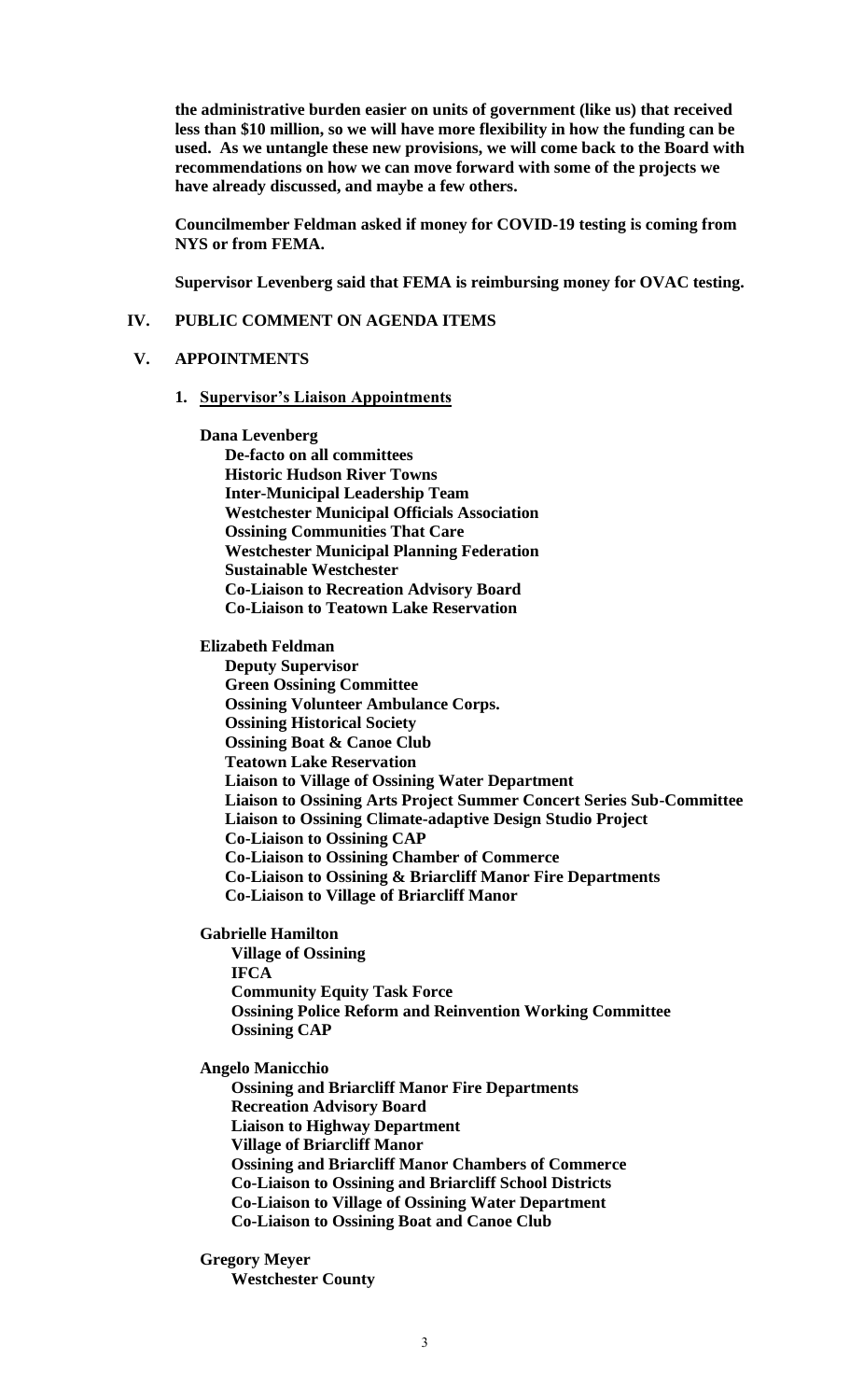**the administrative burden easier on units of government (like us) that received less than $10 million, so we will have more flexibility in how the funding can be used. As we untangle these new provisions, we will come back to the Board with recommendations on how we can move forward with some of the projects we have already discussed, and maybe a few others.**

**Councilmember Feldman asked if money for COVID-19 testing is coming from NYS or from FEMA.**

**Supervisor Levenberg said that FEMA is reimbursing money for OVAC testing.**

## IV. PUBLIC COMMENT ON AGENDA ITEMS

## V. APPOINTMENTS

### 1. Supervisor's Liaison Appointments

**Dana Levenberg**
- De-facto on all committees
- Historic Hudson River Towns
- Inter-Municipal Leadership Team
- Westchester Municipal Officials Association
- Ossining Communities That Care
- Westchester Municipal Planning Federation
- Sustainable Westchester
- Co-Liaison to Recreation Advisory Board
- Co-Liaison to Teatown Lake Reservation

**Elizabeth Feldman**
- Deputy Supervisor
- Green Ossining Committee
- Ossining Volunteer Ambulance Corps.
- Ossining Historical Society
- Ossining Boat & Canoe Club
- Teatown Lake Reservation
- Liaison to Village of Ossining Water Department
- Liaison to Ossining Arts Project Summer Concert Series Sub-Committee
- Liaison to Ossining Climate-adaptive Design Studio Project
- Co-Liaison to Ossining CAP
- Co-Liaison to Ossining Chamber of Commerce
- Co-Liaison to Ossining & Briarcliff Manor Fire Departments
- Co-Liaison to Village of Briarcliff Manor

**Gabrielle Hamilton**
- Village of Ossining
- IFCA
- Community Equity Task Force
- Ossining Police Reform and Reinvention Working Committee
- Ossining CAP

**Angelo Manicchio**
- Ossining and Briarcliff Manor Fire Departments
- Recreation Advisory Board
- Liaison to Highway Department
- Village of Briarcliff Manor
- Ossining and Briarcliff Manor Chambers of Commerce
- Co-Liaison to Ossining and Briarcliff School Districts
- Co-Liaison to Village of Ossining Water Department
- Co-Liaison to Ossining Boat and Canoe Club

**Gregory Meyer**
- Westchester County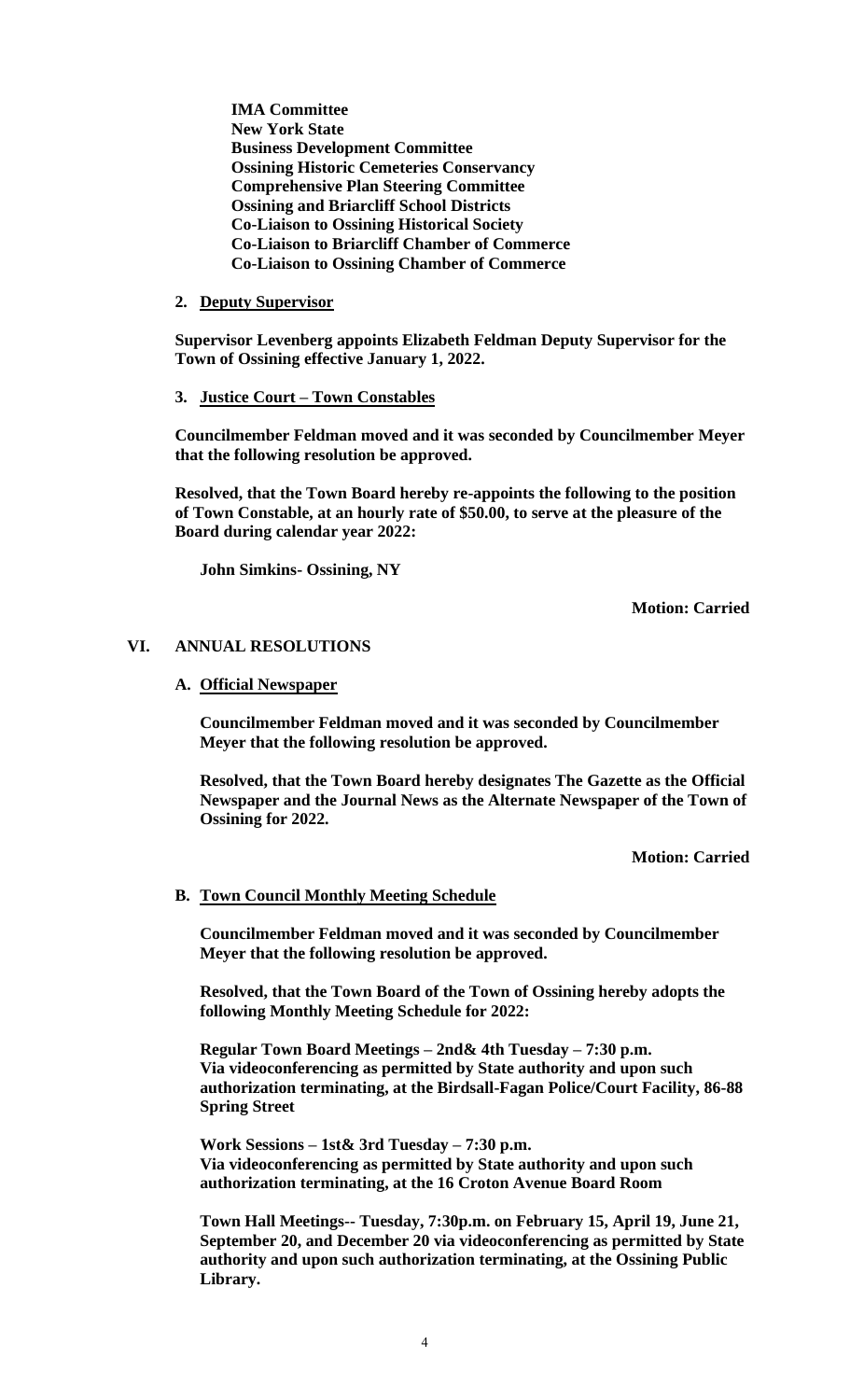**IMA Committee**
**New York State**
**Business Development Committee**
**Ossining Historic Cemeteries Conservancy**
**Comprehensive Plan Steering Committee**
**Ossining and Briarcliff School Districts**
**Co-Liaison to Ossining Historical Society**
**Co-Liaison to Briarcliff Chamber of Commerce**
**Co-Liaison to Ossining Chamber of Commerce**

**2. Deputy Supervisor**

**Supervisor Levenberg appoints Elizabeth Feldman Deputy Supervisor for the Town of Ossining effective January 1, 2022.**

**3. Justice Court – Town Constables**

**Councilmember Feldman moved and it was seconded by Councilmember Meyer that the following resolution be approved.**

**Resolved, that the Town Board hereby re-appoints the following to the position of Town Constable, at an hourly rate of $50.00, to serve at the pleasure of the Board during calendar year 2022:**

**John Simkins- Ossining, NY**

**Motion: Carried**

## VI. ANNUAL RESOLUTIONS

**A. Official Newspaper**

**Councilmember Feldman moved and it was seconded by Councilmember Meyer that the following resolution be approved.**

**Resolved, that the Town Board hereby designates The Gazette as the Official Newspaper and the Journal News as the Alternate Newspaper of the Town of Ossining for 2022.**

**Motion: Carried**

**B. Town Council Monthly Meeting Schedule**

**Councilmember Feldman moved and it was seconded by Councilmember Meyer that the following resolution be approved.**

**Resolved, that the Town Board of the Town of Ossining hereby adopts the following Monthly Meeting Schedule for 2022:**

**Regular Town Board Meetings – 2nd& 4th Tuesday – 7:30 p.m.**
**Via videoconferencing as permitted by State authority and upon such authorization terminating, at the Birdsall-Fagan Police/Court Facility, 86-88 Spring Street**

**Work Sessions – 1st& 3rd Tuesday – 7:30 p.m.**
**Via videoconferencing as permitted by State authority and upon such authorization terminating, at the 16 Croton Avenue Board Room**

**Town Hall Meetings-- Tuesday, 7:30p.m. on February 15, April 19, June 21, September 20, and December 20 via videoconferencing as permitted by State authority and upon such authorization terminating, at the Ossining Public Library.**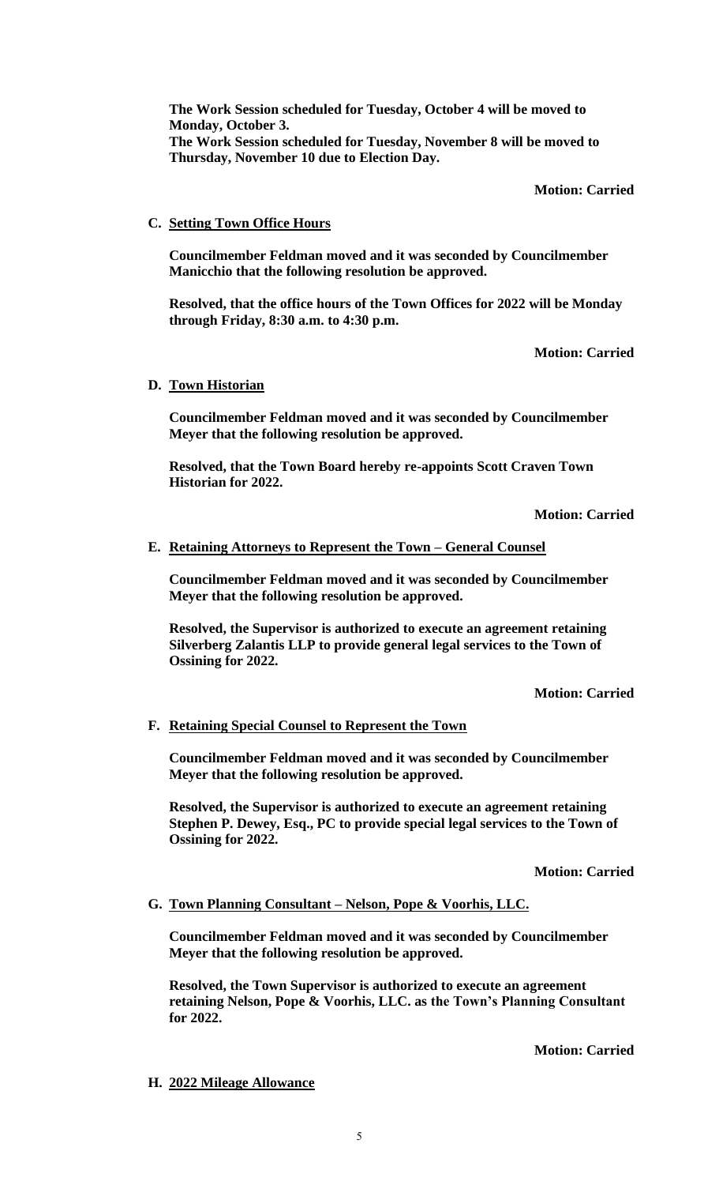**The Work Session scheduled for Tuesday, October 4 will be moved to Monday, October 3.**
**The Work Session scheduled for Tuesday, November 8 will be moved to Thursday, November 10 due to Election Day.**

**Motion: Carried**

**C. Setting Town Office Hours**

**Councilmember Feldman moved and it was seconded by Councilmember Manicchio that the following resolution be approved.**

**Resolved, that the office hours of the Town Offices for 2022 will be Monday through Friday, 8:30 a.m. to 4:30 p.m.**

**Motion: Carried**

**D. Town Historian**

**Councilmember Feldman moved and it was seconded by Councilmember Meyer that the following resolution be approved.**

**Resolved, that the Town Board hereby re-appoints Scott Craven Town Historian for 2022.**

**Motion: Carried**

**E. Retaining Attorneys to Represent the Town – General Counsel**

**Councilmember Feldman moved and it was seconded by Councilmember Meyer that the following resolution be approved.**

**Resolved, the Supervisor is authorized to execute an agreement retaining Silverberg Zalantis LLP to provide general legal services to the Town of Ossining for 2022.**

**Motion: Carried**

**F. Retaining Special Counsel to Represent the Town**

**Councilmember Feldman moved and it was seconded by Councilmember Meyer that the following resolution be approved.**

**Resolved, the Supervisor is authorized to execute an agreement retaining Stephen P. Dewey, Esq., PC to provide special legal services to the Town of Ossining for 2022.**

**Motion: Carried**

**G. Town Planning Consultant – Nelson, Pope & Voorhis, LLC.**

**Councilmember Feldman moved and it was seconded by Councilmember Meyer that the following resolution be approved.**

**Resolved, the Town Supervisor is authorized to execute an agreement retaining Nelson, Pope & Voorhis, LLC. as the Town's Planning Consultant for 2022.**

**Motion: Carried**

**H. 2022 Mileage Allowance**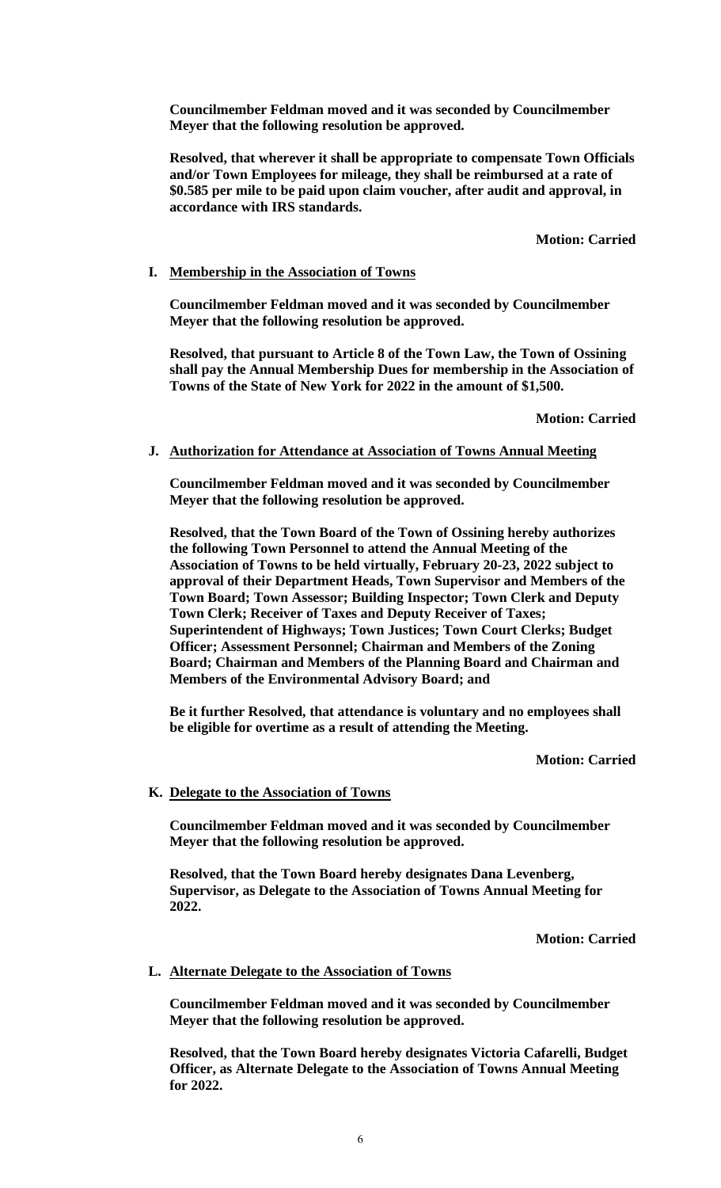**Councilmember Feldman moved and it was seconded by Councilmember Meyer that the following resolution be approved.**

**Resolved, that wherever it shall be appropriate to compensate Town Officials and/or Town Employees for mileage, they shall be reimbursed at a rate of $0.585 per mile to be paid upon claim voucher, after audit and approval, in accordance with IRS standards.**

**Motion: Carried**

**I. Membership in the Association of Towns**

**Councilmember Feldman moved and it was seconded by Councilmember Meyer that the following resolution be approved.**

**Resolved, that pursuant to Article 8 of the Town Law, the Town of Ossining shall pay the Annual Membership Dues for membership in the Association of Towns of the State of New York for 2022 in the amount of $1,500.**

**Motion: Carried**

**J. Authorization for Attendance at Association of Towns Annual Meeting**

**Councilmember Feldman moved and it was seconded by Councilmember Meyer that the following resolution be approved.**

**Resolved, that the Town Board of the Town of Ossining hereby authorizes the following Town Personnel to attend the Annual Meeting of the Association of Towns to be held virtually, February 20-23, 2022 subject to approval of their Department Heads, Town Supervisor and Members of the Town Board; Town Assessor; Building Inspector; Town Clerk and Deputy Town Clerk; Receiver of Taxes and Deputy Receiver of Taxes; Superintendent of Highways; Town Justices; Town Court Clerks; Budget Officer; Assessment Personnel; Chairman and Members of the Zoning Board; Chairman and Members of the Planning Board and Chairman and Members of the Environmental Advisory Board; and**

**Be it further Resolved, that attendance is voluntary and no employees shall be eligible for overtime as a result of attending the Meeting.**

**Motion: Carried**

**K. Delegate to the Association of Towns**

**Councilmember Feldman moved and it was seconded by Councilmember Meyer that the following resolution be approved.**

**Resolved, that the Town Board hereby designates Dana Levenberg, Supervisor, as Delegate to the Association of Towns Annual Meeting for 2022.**

**Motion: Carried**

**L. Alternate Delegate to the Association of Towns**

**Councilmember Feldman moved and it was seconded by Councilmember Meyer that the following resolution be approved.**

**Resolved, that the Town Board hereby designates Victoria Cafarelli, Budget Officer, as Alternate Delegate to the Association of Towns Annual Meeting for 2022.**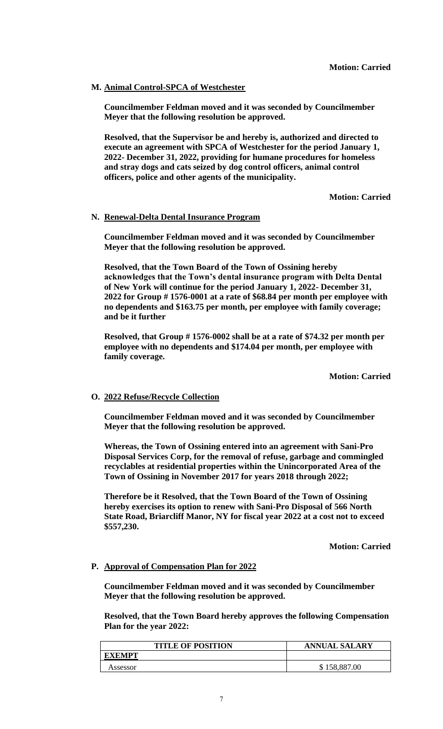**Motion: Carried**

**M. Animal Control-SPCA of Westchester**

**Councilmember Feldman moved and it was seconded by Councilmember Meyer that the following resolution be approved.**

**Resolved, that the Supervisor be and hereby is, authorized and directed to execute an agreement with SPCA of Westchester for the period January 1, 2022- December 31, 2022, providing for humane procedures for homeless and stray dogs and cats seized by dog control officers, animal control officers, police and other agents of the municipality.**

**Motion: Carried**

**N. Renewal-Delta Dental Insurance Program**

**Councilmember Feldman moved and it was seconded by Councilmember Meyer that the following resolution be approved.**

**Resolved, that the Town Board of the Town of Ossining hereby acknowledges that the Town's dental insurance program with Delta Dental of New York will continue for the period January 1, 2022- December 31, 2022 for Group # 1576-0001 at a rate of $68.84 per month per employee with no dependents and $163.75 per month, per employee with family coverage; and be it further**

**Resolved, that Group # 1576-0002 shall be at a rate of $74.32 per month per employee with no dependents and $174.04 per month, per employee with family coverage.**

**Motion: Carried**

**O. 2022 Refuse/Recycle Collection**

**Councilmember Feldman moved and it was seconded by Councilmember Meyer that the following resolution be approved.**

**Whereas, the Town of Ossining entered into an agreement with Sani-Pro Disposal Services Corp, for the removal of refuse, garbage and commingled recyclables at residential properties within the Unincorporated Area of the Town of Ossining in November 2017 for years 2018 through 2022;**

**Therefore be it Resolved, that the Town Board of the Town of Ossining hereby exercises its option to renew with Sani-Pro Disposal of 566 North State Road, Briarcliff Manor, NY for fiscal year 2022 at a cost not to exceed $557,230.**

**Motion: Carried**

**P. Approval of Compensation Plan for 2022**

**Councilmember Feldman moved and it was seconded by Councilmember Meyer that the following resolution be approved.**

**Resolved, that the Town Board hereby approves the following Compensation Plan for the year 2022:**

| TITLE OF POSITION | ANNUAL SALARY |
|---|---|
| **EXEMPT** | |
| Assessor | $ 158,887.00 |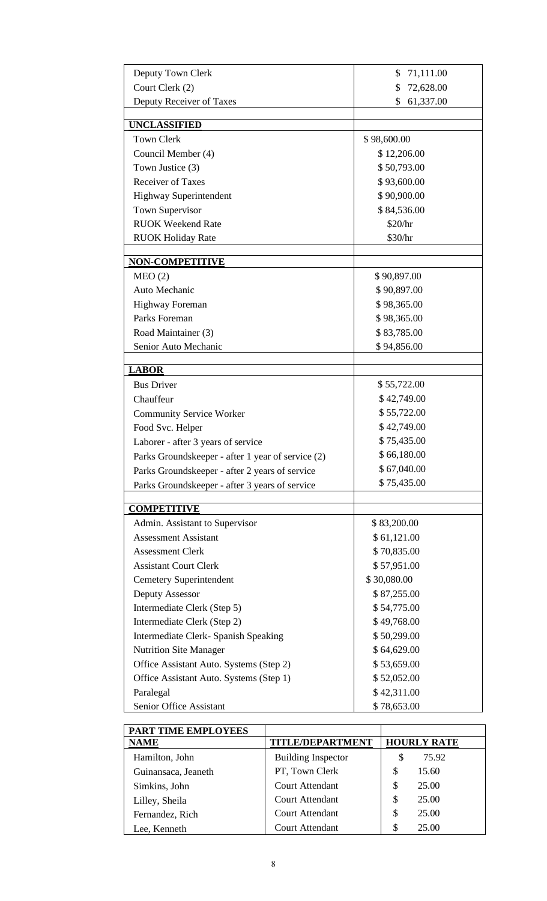| | |
|---|---|
| Deputy Town Clerk | $ 71,111.00 |
| Court Clerk (2) | $ 72,628.00 |
| Deputy Receiver of Taxes | $ 61,337.00 |
| | |
| **UNCLASSIFIED** | |
| Town Clerk | $ 98,600.00 |
| Council Member (4) | $ 12,206.00 |
| Town Justice (3) | $ 50,793.00 |
| Receiver of Taxes | $ 93,600.00 |
| Highway Superintendent | $ 90,900.00 |
| Town Supervisor | $ 84,536.00 |
| RUOK Weekend Rate | $20/hr |
| RUOK Holiday Rate | $30/hr |
| | |
| **NON-COMPETITIVE** | |
| MEO (2) | $ 90,897.00 |
| Auto Mechanic | $ 90,897.00 |
| Highway Foreman | $ 98,365.00 |
| Parks Foreman | $ 98,365.00 |
| Road Maintainer (3) | $ 83,785.00 |
| Senior Auto Mechanic | $ 94,856.00 |
| | |
| **LABOR** | |
| Bus Driver | $ 55,722.00 |
| Chauffeur | $ 42,749.00 |
| Community Service Worker | $ 55,722.00 |
| Food Svc. Helper | $ 42,749.00 |
| Laborer - after 3 years of service | $ 75,435.00 |
| Parks Groundskeeper - after 1 year of service (2) | $ 66,180.00 |
| Parks Groundskeeper - after 2 years of service | $ 67,040.00 |
| Parks Groundskeeper - after 3 years of service | $ 75,435.00 |
| | |
| **COMPETITIVE** | |
| Admin. Assistant to Supervisor | $ 83,200.00 |
| Assessment Assistant | $ 61,121.00 |
| Assessment Clerk | $ 70,835.00 |
| Assistant Court Clerk | $ 57,951.00 |
| Cemetery Superintendent | $ 30,080.00 |
| Deputy Assessor | $ 87,255.00 |
| Intermediate Clerk (Step 5) | $ 54,775.00 |
| Intermediate Clerk (Step 2) | $ 49,768.00 |
| Intermediate Clerk- Spanish Speaking | $ 50,299.00 |
| Nutrition Site Manager | $ 64,629.00 |
| Office Assistant Auto. Systems (Step 2) | $ 53,659.00 |
| Office Assistant Auto. Systems (Step 1) | $ 52,052.00 |
| Paralegal | $ 42,311.00 |
| Senior Office Assistant | $ 78,653.00 |

| **PART TIME EMPLOYEES** | | |
|---|---|---|
| **NAME** | **TITLE/DEPARTMENT** | **HOURLY RATE** |
| Hamilton, John | Building Inspector | $ 75.92 |
| Guinansaca, Jeaneth | PT, Town Clerk | $ 15.60 |
| Simkins, John | Court Attendant | $ 25.00 |
| Lilley, Sheila | Court Attendant | $ 25.00 |
| Fernandez, Rich | Court Attendant | $ 25.00 |
| Lee, Kenneth | Court Attendant | $ 25.00 |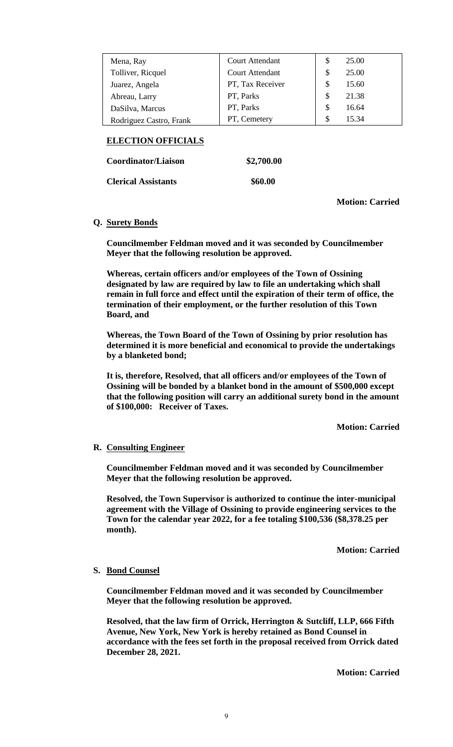| Mena, Ray | Court Attendant | $ | 25.00 |
| --- | --- | --- | --- |
| Tolliver, Ricquel | Court Attendant | $ | 25.00 |
| Juarez, Angela | PT, Tax Receiver | $ | 15.60 |
| Abreau, Larry | PT, Parks | $ | 21.38 |
| DaSilva, Marcus | PT, Parks | $ | 16.64 |
| Rodriguez Castro, Frank | PT, Cemetery | $ | 15.34 |

**ELECTION OFFICIALS**

**Coordinator/Liaison** **$2,700.00**

**Clerical Assistants** **$60.00**

**Motion: Carried**

**Q. Surety Bonds**

**Councilmember Feldman moved and it was seconded by Councilmember Meyer that the following resolution be approved.**

**Whereas, certain officers and/or employees of the Town of Ossining designated by law are required by law to file an undertaking which shall remain in full force and effect until the expiration of their term of office, the termination of their employment, or the further resolution of this Town Board, and**

**Whereas, the Town Board of the Town of Ossining by prior resolution has determined it is more beneficial and economical to provide the undertakings by a blanketed bond;**

**It is, therefore, Resolved, that all officers and/or employees of the Town of Ossining will be bonded by a blanket bond in the amount of $500,000 except that the following position will carry an additional surety bond in the amount of $100,000: Receiver of Taxes.**

**Motion: Carried**

**R. Consulting Engineer**

**Councilmember Feldman moved and it was seconded by Councilmember Meyer that the following resolution be approved.**

**Resolved, the Town Supervisor is authorized to continue the inter-municipal agreement with the Village of Ossining to provide engineering services to the Town for the calendar year 2022, for a fee totaling $100,536 ($8,378.25 per month).**

**Motion: Carried**

**S. Bond Counsel**

**Councilmember Feldman moved and it was seconded by Councilmember Meyer that the following resolution be approved.**

**Resolved, that the law firm of Orrick, Herrington & Sutcliff, LLP, 666 Fifth Avenue, New York, New York is hereby retained as Bond Counsel in accordance with the fees set forth in the proposal received from Orrick dated December 28, 2021.**

**Motion: Carried**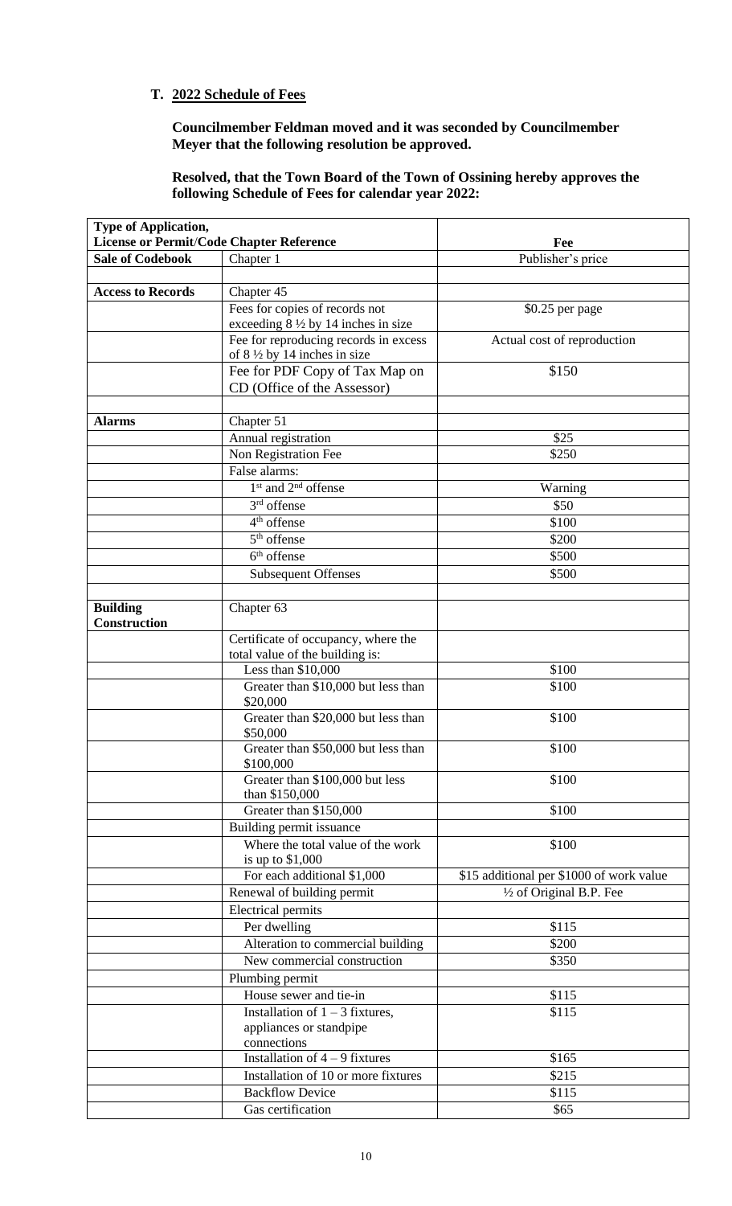**T. 2022 Schedule of Fees**

**Councilmember Feldman moved and it was seconded by Councilmember Meyer that the following resolution be approved.**

**Resolved, that the Town Board of the Town of Ossining hereby approves the following Schedule of Fees for calendar year 2022:**

| **Type of Application, License or Permit/Code Chapter Reference** | | **Fee** |
|---|---|---|
| **Sale of Codebook** | Chapter 1 | Publisher's price |
| | | |
| **Access to Records** | Chapter 45 | |
| | Fees for copies of records not exceeding 8 ½ by 14 inches in size | $0.25 per page |
| | Fee for reproducing records in excess of 8 ½ by 14 inches in size | Actual cost of reproduction |
| | Fee for PDF Copy of Tax Map on CD (Office of the Assessor) | $150 |
| | | |
| **Alarms** | Chapter 51 | |
| | Annual registration | $25 |
| | Non Registration Fee | $250 |
| | False alarms: | |
| | 1st and 2nd offense | Warning |
| | 3rd offense | $50 |
| | 4th offense | $100 |
| | 5th offense | $200 |
| | 6th offense | $500 |
| | Subsequent Offenses | $500 |
| | | |
| **Building Construction** | Chapter 63 | |
| | Certificate of occupancy, where the total value of the building is: | |
| | Less than $10,000 | $100 |
| | Greater than $10,000 but less than $20,000 | $100 |
| | Greater than $20,000 but less than $50,000 | $100 |
| | Greater than $50,000 but less than $100,000 | $100 |
| | Greater than $100,000 but less than $150,000 | $100 |
| | Greater than $150,000 | $100 |
| | Building permit issuance | |
| | Where the total value of the work is up to $1,000 | $100 |
| | For each additional $1,000 | $15 additional per $1000 of work value |
| | Renewal of building permit | ½ of Original B.P. Fee |
| | Electrical permits | |
| | Per dwelling | $115 |
| | Alteration to commercial building | $200 |
| | New commercial construction | $350 |
| | Plumbing permit | |
| | House sewer and tie-in | $115 |
| | Installation of 1 – 3 fixtures, appliances or standpipe connections | $115 |
| | Installation of 4 – 9 fixtures | $165 |
| | Installation of 10 or more fixtures | $215 |
| | Backflow Device | $115 |
| | Gas certification | $65 |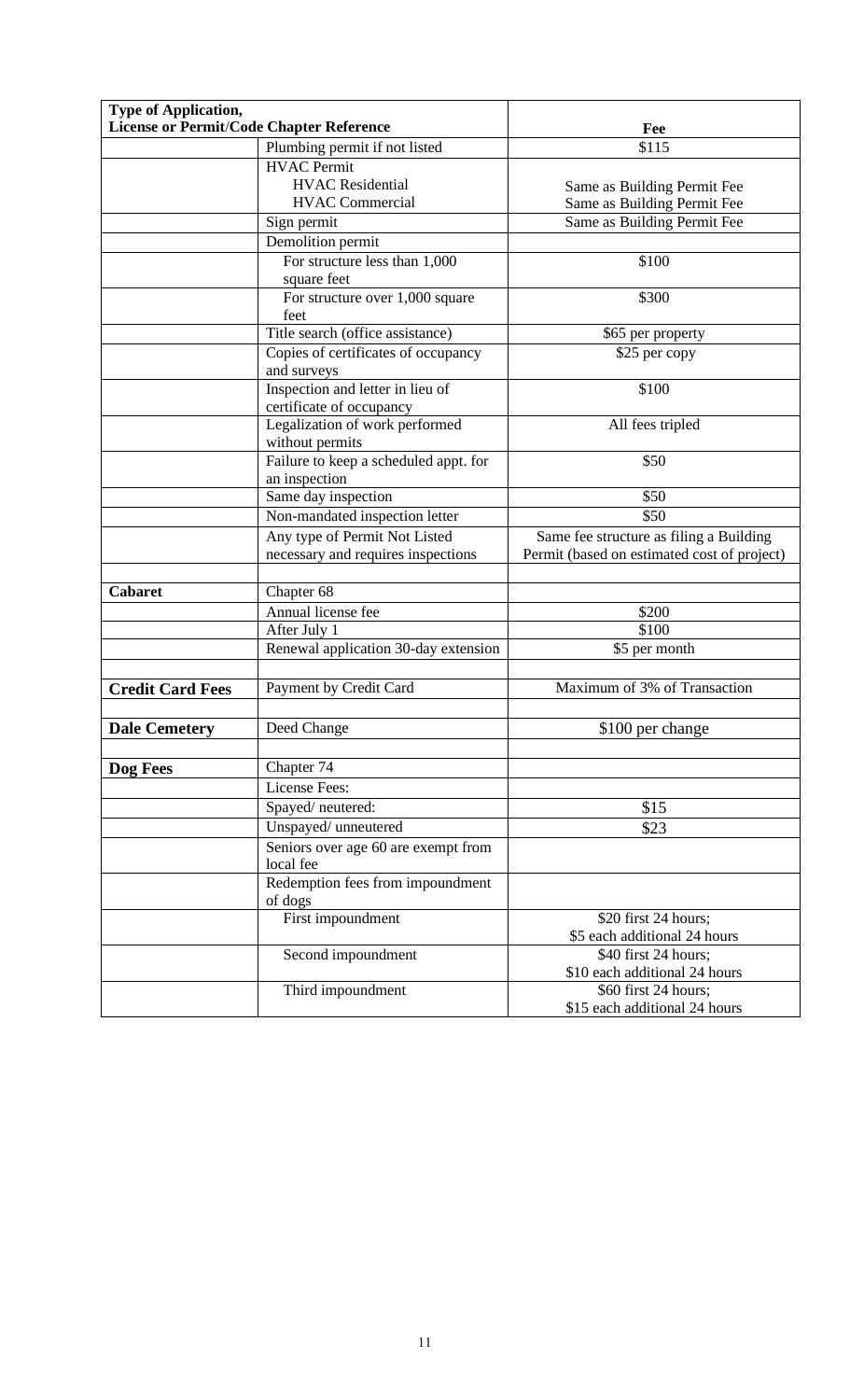| Type of Application, License or Permit/Code Chapter Reference | | Fee |
|---|---|---|
| | Plumbing permit if not listed | $115 |
| | HVAC Permit<br>HVAC Residential<br>HVAC Commercial | <br>Same as Building Permit Fee<br>Same as Building Permit Fee |
| | Sign permit | Same as Building Permit Fee |
| | Demolition permit | |
| | For structure less than 1,000 square feet | $100 |
| | For structure over 1,000 square feet | $300 |
| | Title search (office assistance) | $65 per property |
| | Copies of certificates of occupancy and surveys | $25 per copy |
| | Inspection and letter in lieu of certificate of occupancy | $100 |
| | Legalization of work performed without permits | All fees tripled |
| | Failure to keep a scheduled appt. for an inspection | $50 |
| | Same day inspection | $50 |
| | Non-mandated inspection letter | $50 |
| | Any type of Permit Not Listed necessary and requires inspections | Same fee structure as filing a Building Permit (based on estimated cost of project) |
| | | |
| **Cabaret** | Chapter 68 | |
| | Annual license fee | $200 |
| | After July 1 | $100 |
| | Renewal application 30-day extension | $5 per month |
| | | |
| **Credit Card Fees** | Payment by Credit Card | Maximum of 3% of Transaction |
| | | |
| **Dale Cemetery** | Deed Change | $100 per change |
| | | |
| **Dog Fees** | Chapter 74 | |
| | License Fees: | |
| | Spayed/ neutered: | $15 |
| | Unspayed/ unneutered | $23 |
| | Seniors over age 60 are exempt from local fee | |
| | Redemption fees from impoundment of dogs | |
| | First impoundment | $20 first 24 hours;<br>$5 each additional 24 hours |
| | Second impoundment | $40 first 24 hours;<br>$10 each additional 24 hours |
| | Third impoundment | $60 first 24 hours;<br>$15 each additional 24 hours |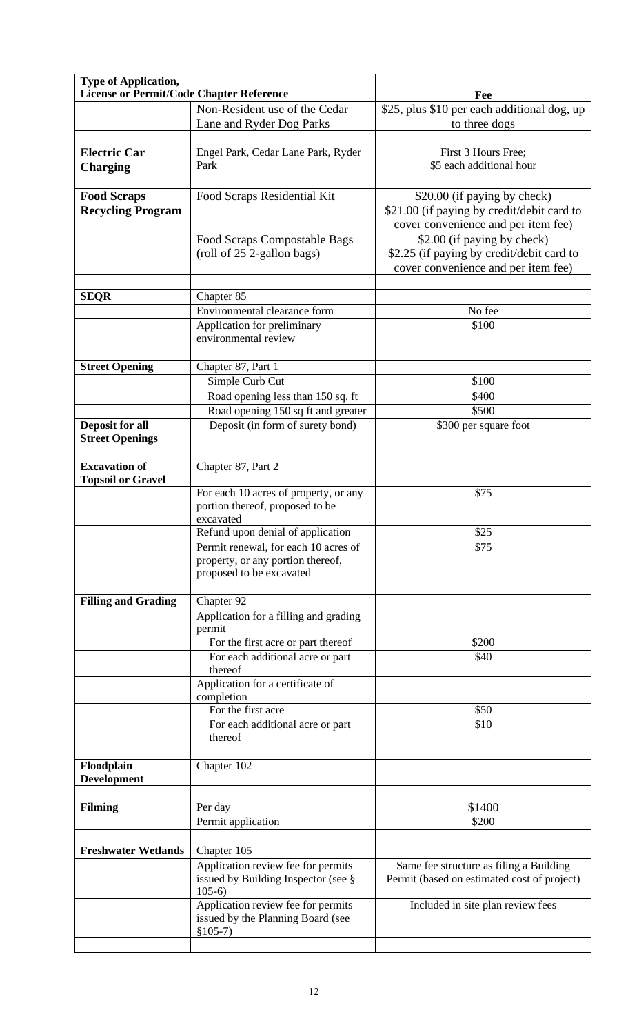| Type of Application, License or Permit/Code Chapter Reference | | Fee |
|---|---|---|
| | Non-Resident use of the Cedar Lane and Ryder Dog Parks | $25, plus $10 per each additional dog, up to three dogs |
| | | |
| **Electric Car Charging** | Engel Park, Cedar Lane Park, Ryder Park | First 3 Hours Free; $5 each additional hour |
| | | |
| **Food Scraps Recycling Program** | Food Scraps Residential Kit | $20.00 (if paying by check) $21.00 (if paying by credit/debit card to cover convenience and per item fee) |
| | Food Scraps Compostable Bags (roll of 25 2-gallon bags) | $2.00 (if paying by check) $2.25 (if paying by credit/debit card to cover convenience and per item fee) |
| | | |
| **SEQR** | Chapter 85 | |
| | Environmental clearance form | No fee |
| | Application for preliminary environmental review | $100 |
| | | |
| **Street Opening** | Chapter 87, Part 1 | |
| | Simple Curb Cut | $100 |
| | Road opening less than 150 sq. ft | $400 |
| | Road opening 150 sq ft and greater | $500 |
| **Deposit for all Street Openings** | Deposit (in form of surety bond) | $300 per square foot |
| | | |
| **Excavation of Topsoil or Gravel** | Chapter 87, Part 2 | |
| | For each 10 acres of property, or any portion thereof, proposed to be excavated | $75 |
| | Refund upon denial of application | $25 |
| | Permit renewal, for each 10 acres of property, or any portion thereof, proposed to be excavated | $75 |
| | | |
| **Filling and Grading** | Chapter 92 | |
| | Application for a filling and grading permit | |
| | For the first acre or part thereof | $200 |
| | For each additional acre or part thereof | $40 |
| | Application for a certificate of completion | |
| | For the first acre | $50 |
| | For each additional acre or part thereof | $10 |
| | | |
| **Floodplain Development** | Chapter 102 | |
| | | |
| **Filming** | Per day | $1400 |
| | Permit application | $200 |
| | | |
| **Freshwater Wetlands** | Chapter 105 | |
| | Application review fee for permits issued by Building Inspector (see § 105-6) | Same fee structure as filing a Building Permit (based on estimated cost of project) |
| | Application review fee for permits issued by the Planning Board (see §105-7) | Included in site plan review fees |
| | | |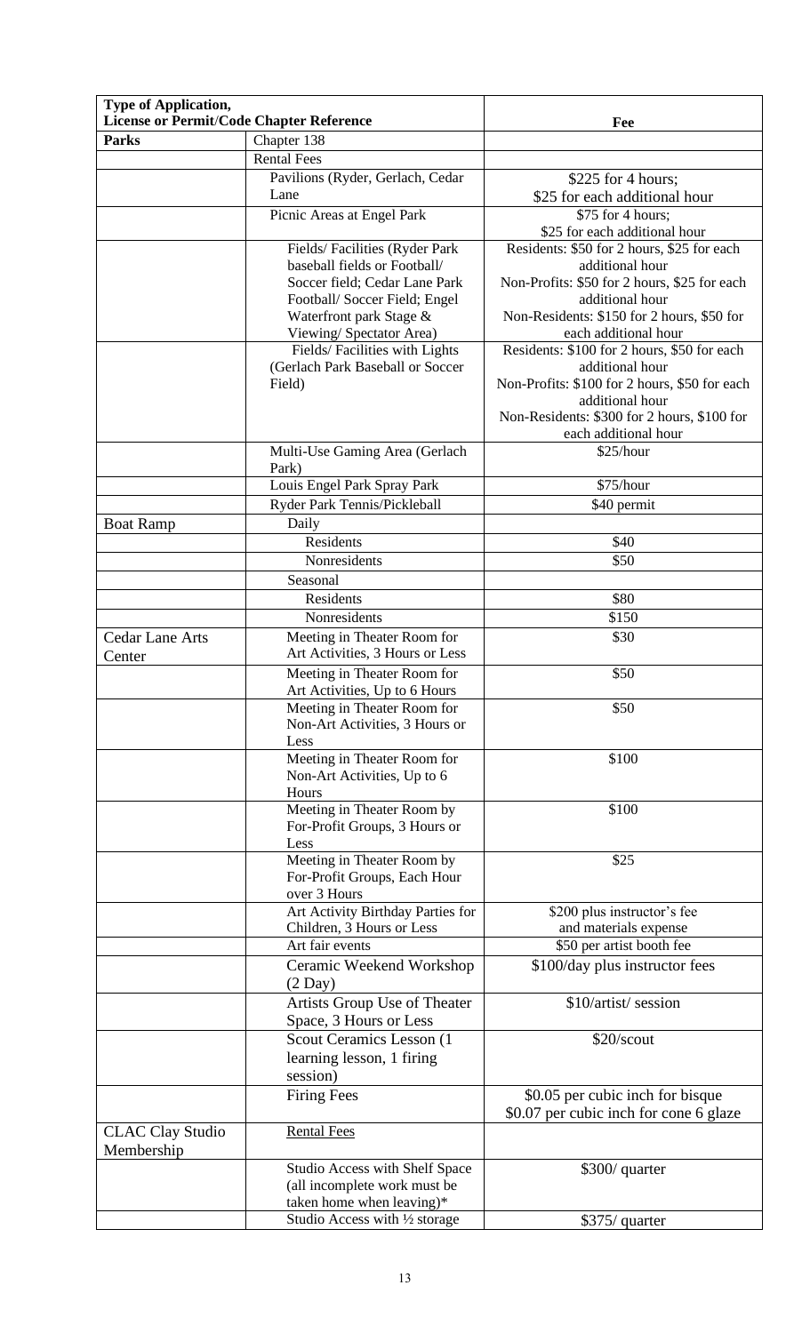| Type of Application, License or Permit/Code Chapter Reference | | Fee |
|---|---|---|
| **Parks** | Chapter 138 | |
| | Rental Fees | |
| | Pavilions (Ryder, Gerlach, Cedar Lane | $225 for 4 hours; $25 for each additional hour |
| | Picnic Areas at Engel Park | $75 for 4 hours; $25 for each additional hour |
| | Fields/ Facilities (Ryder Park baseball fields or Football/ Soccer field; Cedar Lane Park Football/ Soccer Field; Engel Waterfront park Stage & Viewing/ Spectator Area) | Residents: $50 for 2 hours, $25 for each additional hour<br>Non-Profits: $50 for 2 hours, $25 for each additional hour<br>Non-Residents: $150 for 2 hours, $50 for each additional hour |
| | Fields/ Facilities with Lights (Gerlach Park Baseball or Soccer Field) | Residents: $100 for 2 hours, $50 for each additional hour<br>Non-Profits: $100 for 2 hours, $50 for each additional hour<br>Non-Residents: $300 for 2 hours, $100 for each additional hour |
| | Multi-Use Gaming Area (Gerlach Park) | $25/hour |
| | Louis Engel Park Spray Park | $75/hour |
| | Ryder Park Tennis/Pickleball | $40 permit |
| Boat Ramp | Daily | |
| | Residents | $40 |
| | Nonresidents | $50 |
| | Seasonal | |
| | Residents | $80 |
| | Nonresidents | $150 |
| Cedar Lane Arts Center | Meeting in Theater Room for Art Activities, 3 Hours or Less | $30 |
| | Meeting in Theater Room for Art Activities, Up to 6 Hours | $50 |
| | Meeting in Theater Room for Non-Art Activities, 3 Hours or Less | $50 |
| | Meeting in Theater Room for Non-Art Activities, Up to 6 Hours | $100 |
| | Meeting in Theater Room by For-Profit Groups, 3 Hours or Less | $100 |
| | Meeting in Theater Room by For-Profit Groups, Each Hour over 3 Hours | $25 |
| | Art Activity Birthday Parties for Children, 3 Hours or Less | $200 plus instructor's fee and materials expense |
| | Art fair events | $50 per artist booth fee |
| | Ceramic Weekend Workshop (2 Day) | $100/day plus instructor fees |
| | Artists Group Use of Theater Space, 3 Hours or Less | $10/artist/ session |
| | Scout Ceramics Lesson (1 learning lesson, 1 firing session) | $20/scout |
| | Firing Fees | $0.05 per cubic inch for bisque<br>$0.07 per cubic inch for cone 6 glaze |
| CLAC Clay Studio Membership | Rental Fees | |
| | Studio Access with Shelf Space (all incomplete work must be taken home when leaving)* | $300/ quarter |
| | Studio Access with ½ storage | $375/ quarter |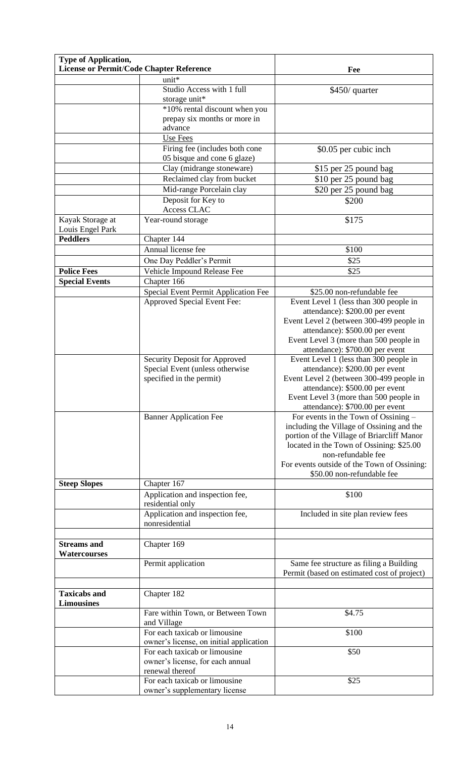| Type of Application, License or Permit/Code Chapter Reference | | Fee |
|---|---|---|
| | unit* | |
| | Studio Access with 1 full storage unit* | $450/ quarter |
| | *10% rental discount when you prepay six months or more in advance | |
| | Use Fees | |
| | Firing fee (includes both cone 05 bisque and cone 6 glaze) | $0.05 per cubic inch |
| | Clay (midrange stoneware) | $15 per 25 pound bag |
| | Reclaimed clay from bucket | $10 per 25 pound bag |
| | Mid-range Porcelain clay | $20 per 25 pound bag |
| | Deposit for Key to Access CLAC | $200 |
| Kayak Storage at Louis Engel Park | Year-round storage | $175 |
| **Peddlers** | Chapter 144 | |
| | Annual license fee | $100 |
| | One Day Peddler's Permit | $25 |
| **Police Fees** | Vehicle Impound Release Fee | $25 |
| **Special Events** | Chapter 166 | |
| | Special Event Permit Application Fee | $25.00 non-refundable fee |
| | Approved Special Event Fee: | Event Level 1 (less than 300 people in attendance): $200.00 per event<br>Event Level 2 (between 300-499 people in attendance): $500.00 per event<br>Event Level 3 (more than 500 people in attendance): $700.00 per event |
| | Security Deposit for Approved Special Event (unless otherwise specified in the permit) | Event Level 1 (less than 300 people in attendance): $200.00 per event<br>Event Level 2 (between 300-499 people in attendance): $500.00 per event<br>Event Level 3 (more than 500 people in attendance): $700.00 per event |
| | Banner Application Fee | For events in the Town of Ossining – including the Village of Ossining and the portion of the Village of Briarcliff Manor located in the Town of Ossining: $25.00 non-refundable fee<br>For events outside of the Town of Ossining: $50.00 non-refundable fee |
| **Steep Slopes** | Chapter 167 | |
| | Application and inspection fee, residential only | $100 |
| | Application and inspection fee, nonresidential | Included in site plan review fees |
| | | |
| **Streams and Watercourses** | Chapter 169 | |
| | Permit application | Same fee structure as filing a Building Permit (based on estimated cost of project) |
| | | |
| **Taxicabs and Limousines** | Chapter 182 | |
| | Fare within Town, or Between Town and Village | $4.75 |
| | For each taxicab or limousine owner's license, on initial application | $100 |
| | For each taxicab or limousine owner's license, for each annual renewal thereof | $50 |
| | For each taxicab or limousine owner's supplementary license | $25 |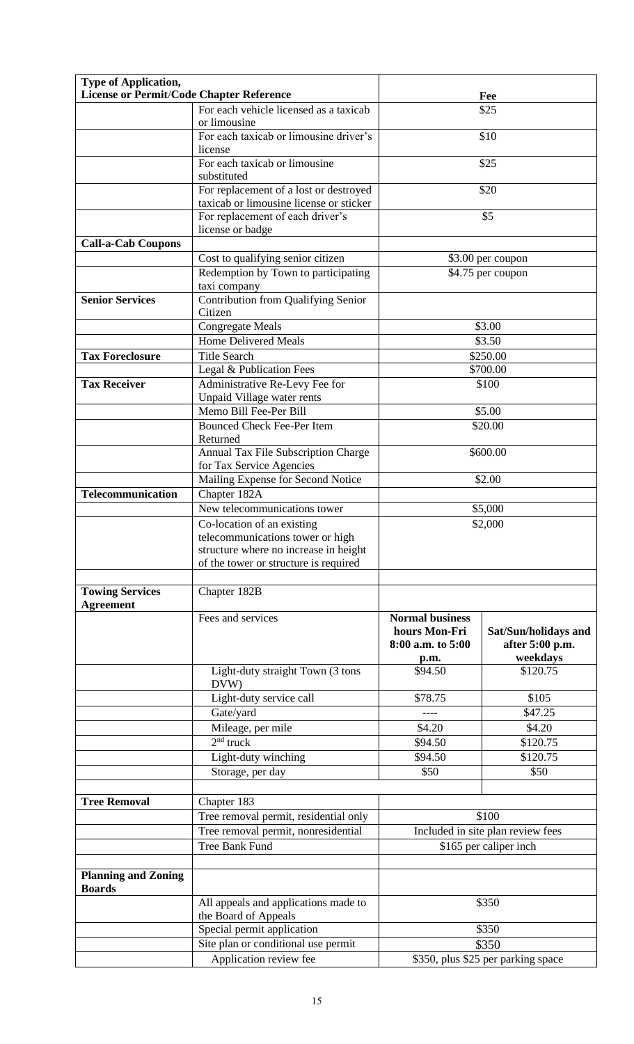| Type of Application, License or Permit/Code Chapter Reference | | Fee | |
|---|---|---|---|
| | For each vehicle licensed as a taxicab or limousine | $25 | |
| | For each taxicab or limousine driver's license | $10 | |
| | For each taxicab or limousine substituted | $25 | |
| | For replacement of a lost or destroyed taxicab or limousine license or sticker | $20 | |
| | For replacement of each driver's license or badge | $5 | |
| **Call-a-Cab Coupons** | | | |
| | Cost to qualifying senior citizen | $3.00 per coupon | |
| | Redemption by Town to participating taxi company | $4.75 per coupon | |
| **Senior Services** | Contribution from Qualifying Senior Citizen | | |
| | Congregate Meals | $3.00 | |
| | Home Delivered Meals | $3.50 | |
| **Tax Foreclosure** | Title Search | $250.00 | |
| | Legal & Publication Fees | $700.00 | |
| **Tax Receiver** | Administrative Re-Levy Fee for Unpaid Village water rents | $100 | |
| | Memo Bill Fee-Per Bill | $5.00 | |
| | Bounced Check Fee-Per Item Returned | $20.00 | |
| | Annual Tax File Subscription Charge for Tax Service Agencies | $600.00 | |
| | Mailing Expense for Second Notice | $2.00 | |
| **Telecommunication** | Chapter 182A | | |
| | New telecommunications tower | $5,000 | |
| | Co-location of an existing telecommunications tower or high structure where no increase in height of the tower or structure is required | $2,000 | |
| | | | |
| **Towing Services Agreement** | Chapter 182B | | |
| | Fees and services | **Normal business hours Mon-Fri 8:00 a.m. to 5:00 p.m.** | **Sat/Sun/holidays and after 5:00 p.m. weekdays** |
| | Light-duty straight Town (3 tons DVW) | $94.50 | $120.75 |
| | Light-duty service call | $78.75 | $105 |
| | Gate/yard | ---- | $47.25 |
| | Mileage, per mile | $4.20 | $4.20 |
| | 2nd truck | $94.50 | $120.75 |
| | Light-duty winching | $94.50 | $120.75 |
| | Storage, per day | $50 | $50 |
| | | | |
| **Tree Removal** | Chapter 183 | | |
| | Tree removal permit, residential only | $100 | |
| | Tree removal permit, nonresidential | Included in site plan review fees | |
| | Tree Bank Fund | $165 per caliper inch | |
| | | | |
| **Planning and Zoning Boards** | | | |
| | All appeals and applications made to the Board of Appeals | $350 | |
| | Special permit application | $350 | |
| | Site plan or conditional use permit | $350 | |
| | Application review fee | $350, plus $25 per parking space | |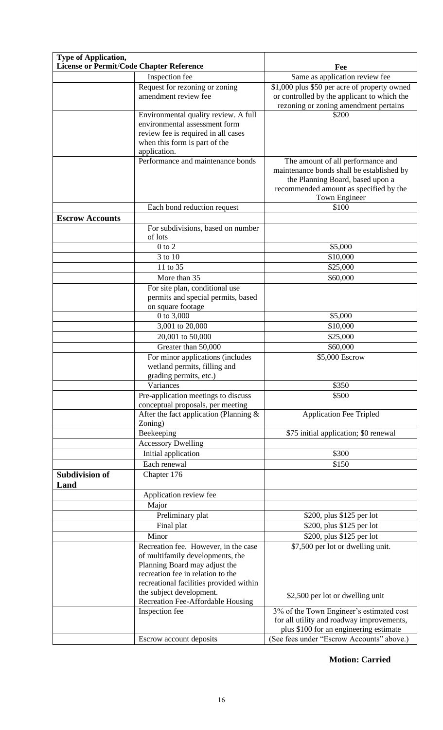| Type of Application, License or Permit/Code Chapter Reference | | Fee |
|---|---|---|
| | Inspection fee | Same as application review fee |
| | Request for rezoning or zoning amendment review fee | $1,000 plus $50 per acre of property owned or controlled by the applicant to which the rezoning or zoning amendment pertains |
| | Environmental quality review. A full environmental assessment form review fee is required in all cases when this form is part of the application. | $200 |
| | Performance and maintenance bonds | The amount of all performance and maintenance bonds shall be established by the Planning Board, based upon a recommended amount as specified by the Town Engineer |
| | Each bond reduction request | $100 |
| **Escrow Accounts** | | |
| | For subdivisions, based on number of lots | |
| | 0 to 2 | $5,000 |
| | 3 to 10 | $10,000 |
| | 11 to 35 | $25,000 |
| | More than 35 | $60,000 |
| | For site plan, conditional use permits and special permits, based on square footage | |
| | 0 to 3,000 | $5,000 |
| | 3,001 to 20,000 | $10,000 |
| | 20,001 to 50,000 | $25,000 |
| | Greater than 50,000 | $60,000 |
| | For minor applications (includes wetland permits, filling and grading permits, etc.) | $5,000 Escrow |
| | Variances | $350 |
| | Pre-application meetings to discuss conceptual proposals, per meeting | $500 |
| | After the fact application (Planning & Zoning) | Application Fee Tripled |
| | Beekeeping | $75 initial application; $0 renewal |
| | Accessory Dwelling | |
| | Initial application | $300 |
| | Each renewal | $150 |
| **Subdivision of Land** | Chapter 176 | |
| | Application review fee | |
| | Major | |
| | Preliminary plat | $200, plus $125 per lot |
| | Final plat | $200, plus $125 per lot |
| | Minor | $200, plus $125 per lot |
| | Recreation fee. However, in the case of multifamily developments, the Planning Board may adjust the recreation fee in relation to the recreational facilities provided within the subject development. | $7,500 per lot or dwelling unit. |
| | Recreation Fee-Affordable Housing | $2,500 per lot or dwelling unit |
| | Inspection fee | 3% of the Town Engineer's estimated cost for all utility and roadway improvements, plus $100 for an engineering estimate |
| | Escrow account deposits | (See fees under "Escrow Accounts" above.) |

**Motion: Carried**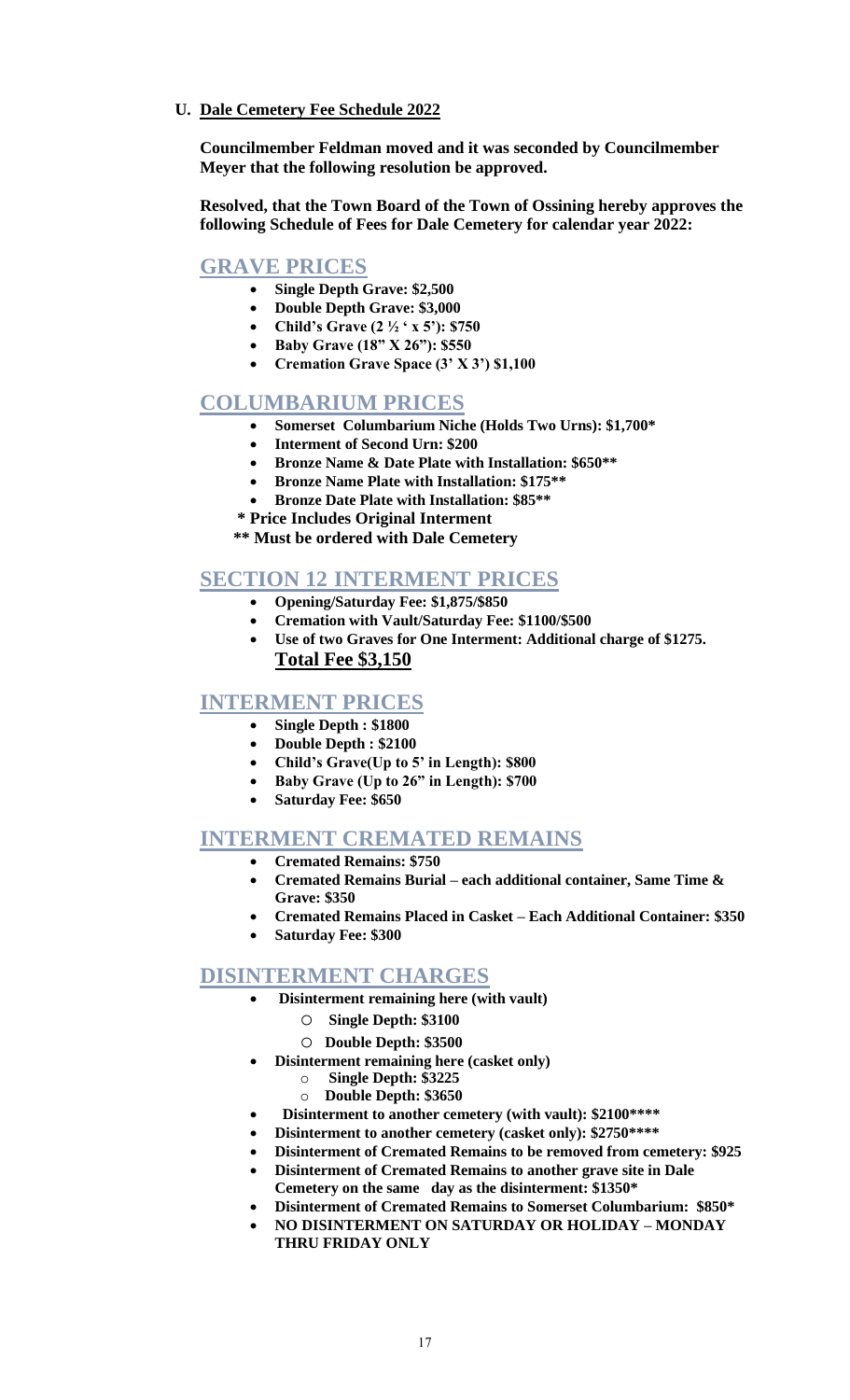**U. Dale Cemetery Fee Schedule 2022**

**Councilmember Feldman moved and it was seconded by Councilmember Meyer that the following resolution be approved.**

**Resolved, that the Town Board of the Town of Ossining hereby approves the following Schedule of Fees for Dale Cemetery for calendar year 2022:**

## GRAVE PRICES

- **Single Depth Grave: $2,500**
- **Double Depth Grave: $3,000**
- **Child's Grave (2 ½ ' x 5'): $750**
- **Baby Grave (18" X 26"): $550**
- **Cremation Grave Space (3' X 3') $1,100**

## COLUMBARIUM PRICES

- **Somerset Columbarium Niche (Holds Two Urns): $1,700***
- **Interment of Second Urn: $200**
- **Bronze Name & Date Plate with Installation: $650****
- **Bronze Name Plate with Installation: $175****
- **Bronze Date Plate with Installation: $85****

**\* Price Includes Original Interment**

**\*\* Must be ordered with Dale Cemetery**

## SECTION 12 INTERMENT PRICES

- **Opening/Saturday Fee: $1,875/$850**
- **Cremation with Vault/Saturday Fee: $1100/$500**
- **Use of two Graves for One Interment: Additional charge of $1275. <u>Total Fee $3,150</u>**

## INTERMENT PRICES

- **Single Depth : $1800**
- **Double Depth : $2100**
- **Child's Grave(Up to 5' in Length): $800**
- **Baby Grave (Up to 26" in Length): $700**
- **Saturday Fee: $650**

## INTERMENT CREMATED REMAINS

- **Cremated Remains: $750**
- **Cremated Remains Burial – each additional container, Same Time & Grave: $350**
- **Cremated Remains Placed in Casket – Each Additional Container: $350**
- **Saturday Fee: $300**

## DISINTERMENT CHARGES

- **Disinterment remaining here (with vault)**
  - **Single Depth: $3100**
  - **Double Depth: $3500**
- **Disinterment remaining here (casket only)**
  - **Single Depth: $3225**
  - **Double Depth: $3650**
- **Disinterment to another cemetery (with vault): $2100******
- **Disinterment to another cemetery (casket only): $2750******
- **Disinterment of Cremated Remains to be removed from cemetery: $925**
- **Disinterment of Cremated Remains to another grave site in Dale Cemetery on the same day as the disinterment: $1350***
- **Disinterment of Cremated Remains to Somerset Columbarium: $850***
- **NO DISINTERMENT ON SATURDAY OR HOLIDAY – MONDAY THRU FRIDAY ONLY**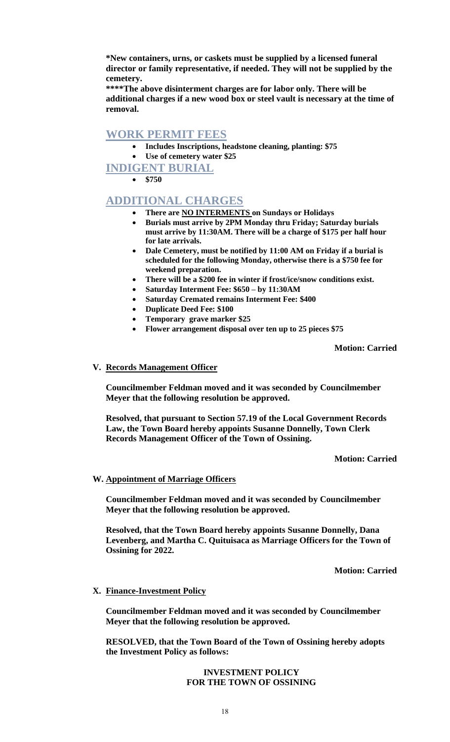**\*New containers, urns, or caskets must be supplied by a licensed funeral director or family representative, if needed. They will not be supplied by the cemetery.**

**\*\*\*\*The above disinterment charges are for labor only. There will be additional charges if a new wood box or steel vault is necessary at the time of removal.**

## WORK PERMIT FEES

- **Includes Inscriptions, headstone cleaning, planting: $75**
- **Use of cemetery water $25**

## INDIGENT BURIAL

- **$750**

## ADDITIONAL CHARGES

- **There are <u>NO INTERMENTS</u> on Sundays or Holidays**
- **Burials must arrive by 2PM Monday thru Friday; Saturday burials must arrive by 11:30AM. There will be a charge of $175 per half hour for late arrivals.**
- **Dale Cemetery, must be notified by 11:00 AM on Friday if a burial is scheduled for the following Monday, otherwise there is a $750 fee for weekend preparation.**
- **There will be a $200 fee in winter if frost/ice/snow conditions exist.**
- **Saturday Interment Fee: $650 – by 11:30AM**
- **Saturday Cremated remains Interment Fee: $400**
- **Duplicate Deed Fee: $100**
- **Temporary grave marker $25**
- **Flower arrangement disposal over ten up to 25 pieces $75**

**Motion: Carried**

**V. <u>Records Management Officer</u>**

**Councilmember Feldman moved and it was seconded by Councilmember Meyer that the following resolution be approved.**

**Resolved, that pursuant to Section 57.19 of the Local Government Records Law, the Town Board hereby appoints Susanne Donnelly, Town Clerk Records Management Officer of the Town of Ossining.**

**Motion: Carried**

**W. <u>Appointment of Marriage Officers</u>**

**Councilmember Feldman moved and it was seconded by Councilmember Meyer that the following resolution be approved.**

**Resolved, that the Town Board hereby appoints Susanne Donnelly, Dana Levenberg, and Martha C. Quituisaca as Marriage Officers for the Town of Ossining for 2022.**

**Motion: Carried**

**X. <u>Finance-Investment Policy</u>**

**Councilmember Feldman moved and it was seconded by Councilmember Meyer that the following resolution be approved.**

**RESOLVED, that the Town Board of the Town of Ossining hereby adopts the Investment Policy as follows:**

**INVESTMENT POLICY**
**FOR THE TOWN OF OSSINING**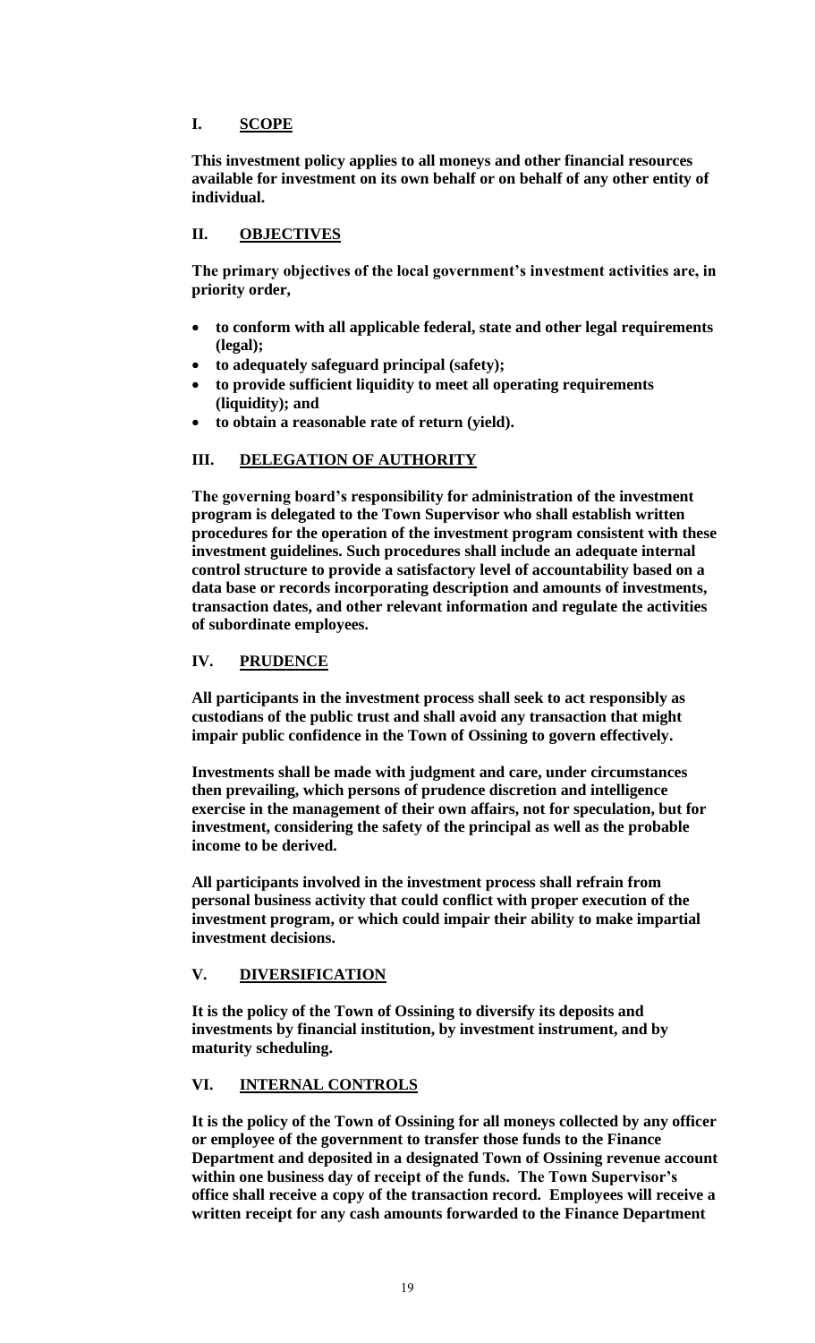## I. SCOPE

**This investment policy applies to all moneys and other financial resources available for investment on its own behalf or on behalf of any other entity of individual.**

## II. OBJECTIVES

**The primary objectives of the local government's investment activities are, in priority order,**

- **to conform with all applicable federal, state and other legal requirements (legal);**
- **to adequately safeguard principal (safety);**
- **to provide sufficient liquidity to meet all operating requirements (liquidity); and**
- **to obtain a reasonable rate of return (yield).**

## III. DELEGATION OF AUTHORITY

**The governing board's responsibility for administration of the investment program is delegated to the Town Supervisor who shall establish written procedures for the operation of the investment program consistent with these investment guidelines. Such procedures shall include an adequate internal control structure to provide a satisfactory level of accountability based on a data base or records incorporating description and amounts of investments, transaction dates, and other relevant information and regulate the activities of subordinate employees.**

## IV. PRUDENCE

**All participants in the investment process shall seek to act responsibly as custodians of the public trust and shall avoid any transaction that might impair public confidence in the Town of Ossining to govern effectively.**

**Investments shall be made with judgment and care, under circumstances then prevailing, which persons of prudence discretion and intelligence exercise in the management of their own affairs, not for speculation, but for investment, considering the safety of the principal as well as the probable income to be derived.**

**All participants involved in the investment process shall refrain from personal business activity that could conflict with proper execution of the investment program, or which could impair their ability to make impartial investment decisions.**

## V. DIVERSIFICATION

**It is the policy of the Town of Ossining to diversify its deposits and investments by financial institution, by investment instrument, and by maturity scheduling.**

## VI. INTERNAL CONTROLS

**It is the policy of the Town of Ossining for all moneys collected by any officer or employee of the government to transfer those funds to the Finance Department and deposited in a designated Town of Ossining revenue account within one business day of receipt of the funds. The Town Supervisor's office shall receive a copy of the transaction record. Employees will receive a written receipt for any cash amounts forwarded to the Finance Department**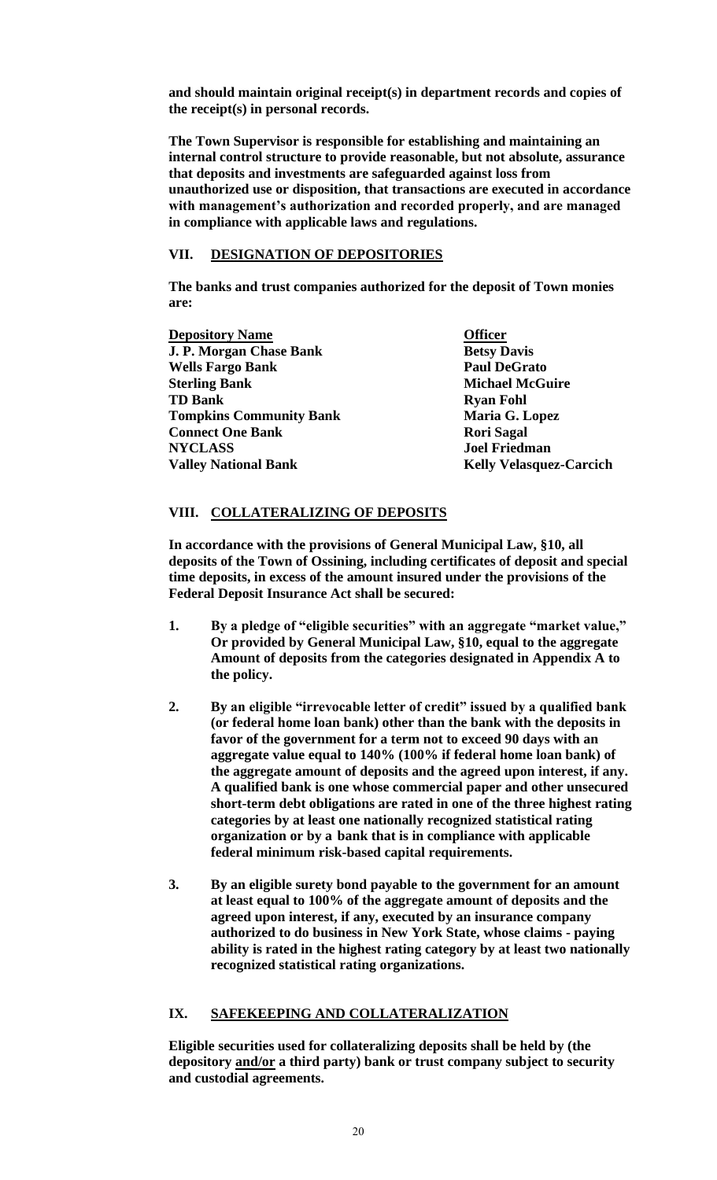**and should maintain original receipt(s) in department records and copies of the receipt(s) in personal records.**

**The Town Supervisor is responsible for establishing and maintaining an internal control structure to provide reasonable, but not absolute, assurance that deposits and investments are safeguarded against loss from unauthorized use or disposition, that transactions are executed in accordance with management's authorization and recorded properly, and are managed in compliance with applicable laws and regulations.**

## VII. DESIGNATION OF DEPOSITORIES

**The banks and trust companies authorized for the deposit of Town monies are:**

| Depository Name | Officer |
|---|---|
| J. P. Morgan Chase Bank | Betsy Davis |
| Wells Fargo Bank | Paul DeGrato |
| Sterling Bank | Michael McGuire |
| TD Bank | Ryan Fohl |
| Tompkins Community Bank | Maria G. Lopez |
| Connect One Bank | Rori Sagal |
| NYCLASS | Joel Friedman |
| Valley National Bank | Kelly Velasquez-Carcich |

## VIII. COLLATERALIZING OF DEPOSITS

**In accordance with the provisions of General Municipal Law, §10, all deposits of the Town of Ossining, including certificates of deposit and special time deposits, in excess of the amount insured under the provisions of the Federal Deposit Insurance Act shall be secured:**

1. **By a pledge of "eligible securities" with an aggregate "market value," Or provided by General Municipal Law, §10, equal to the aggregate Amount of deposits from the categories designated in Appendix A to the policy.**

2. **By an eligible "irrevocable letter of credit" issued by a qualified bank (or federal home loan bank) other than the bank with the deposits in favor of the government for a term not to exceed 90 days with an aggregate value equal to 140% (100% if federal home loan bank) of the aggregate amount of deposits and the agreed upon interest, if any. A qualified bank is one whose commercial paper and other unsecured short-term debt obligations are rated in one of the three highest rating categories by at least one nationally recognized statistical rating organization or by a bank that is in compliance with applicable federal minimum risk-based capital requirements.**

3. **By an eligible surety bond payable to the government for an amount at least equal to 100% of the aggregate amount of deposits and the agreed upon interest, if any, executed by an insurance company authorized to do business in New York State, whose claims - paying ability is rated in the highest rating category by at least two nationally recognized statistical rating organizations.**

## IX. SAFEKEEPING AND COLLATERALIZATION

**Eligible securities used for collateralizing deposits shall be held by (the depository and/or a third party) bank or trust company subject to security and custodial agreements.**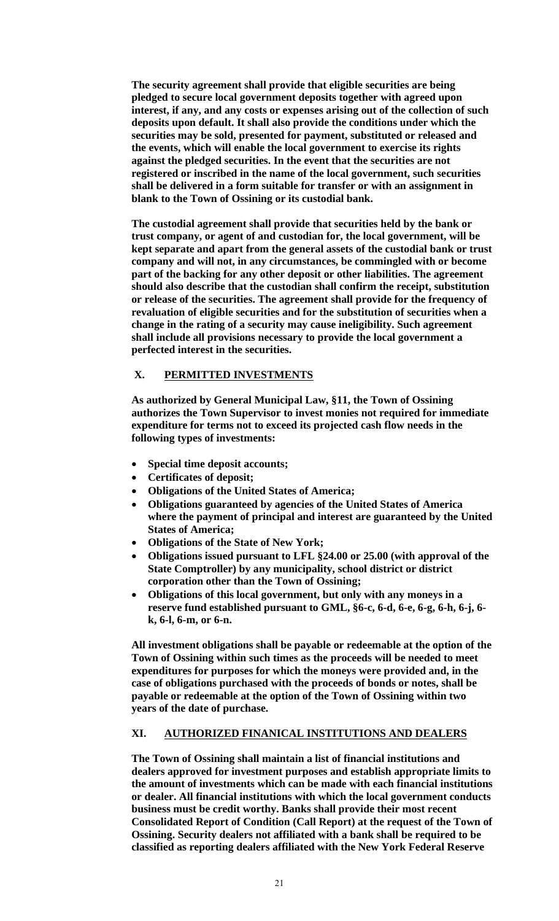**The security agreement shall provide that eligible securities are being pledged to secure local government deposits together with agreed upon interest, if any, and any costs or expenses arising out of the collection of such deposits upon default. It shall also provide the conditions under which the securities may be sold, presented for payment, substituted or released and the events, which will enable the local government to exercise its rights against the pledged securities. In the event that the securities are not registered or inscribed in the name of the local government, such securities shall be delivered in a form suitable for transfer or with an assignment in blank to the Town of Ossining or its custodial bank.**

**The custodial agreement shall provide that securities held by the bank or trust company, or agent of and custodian for, the local government, will be kept separate and apart from the general assets of the custodial bank or trust company and will not, in any circumstances, be commingled with or become part of the backing for any other deposit or other liabilities. The agreement should also describe that the custodian shall confirm the receipt, substitution or release of the securities. The agreement shall provide for the frequency of revaluation of eligible securities and for the substitution of securities when a change in the rating of a security may cause ineligibility. Such agreement shall include all provisions necessary to provide the local government a perfected interest in the securities.**

## X. PERMITTED INVESTMENTS

**As authorized by General Municipal Law, §11, the Town of Ossining authorizes the Town Supervisor to invest monies not required for immediate expenditure for terms not to exceed its projected cash flow needs in the following types of investments:**

- **Special time deposit accounts;**
- **Certificates of deposit;**
- **Obligations of the United States of America;**
- **Obligations guaranteed by agencies of the United States of America where the payment of principal and interest are guaranteed by the United States of America;**
- **Obligations of the State of New York;**
- **Obligations issued pursuant to LFL §24.00 or 25.00 (with approval of the State Comptroller) by any municipality, school district or district corporation other than the Town of Ossining;**
- **Obligations of this local government, but only with any moneys in a reserve fund established pursuant to GML, §6-c, 6-d, 6-e, 6-g, 6-h, 6-j, 6-k, 6-l, 6-m, or 6-n.**

**All investment obligations shall be payable or redeemable at the option of the Town of Ossining within such times as the proceeds will be needed to meet expenditures for purposes for which the moneys were provided and, in the case of obligations purchased with the proceeds of bonds or notes, shall be payable or redeemable at the option of the Town of Ossining within two years of the date of purchase.**

## XI. AUTHORIZED FINANICAL INSTITUTIONS AND DEALERS

**The Town of Ossining shall maintain a list of financial institutions and dealers approved for investment purposes and establish appropriate limits to the amount of investments which can be made with each financial institutions or dealer. All financial institutions with which the local government conducts business must be credit worthy. Banks shall provide their most recent Consolidated Report of Condition (Call Report) at the request of the Town of Ossining. Security dealers not affiliated with a bank shall be required to be classified as reporting dealers affiliated with the New York Federal Reserve**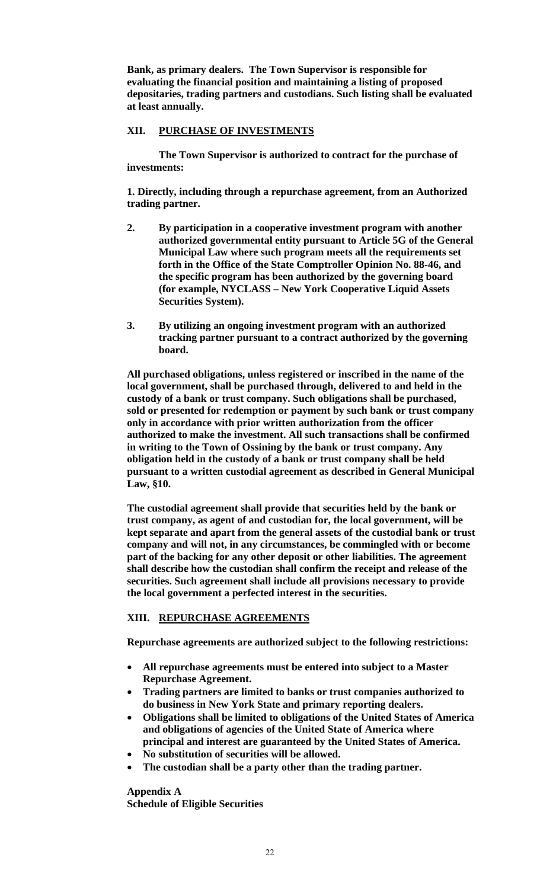**Bank, as primary dealers. The Town Supervisor is responsible for evaluating the financial position and maintaining a listing of proposed depositaries, trading partners and custodians. Such listing shall be evaluated at least annually.**

## XII. PURCHASE OF INVESTMENTS

**The Town Supervisor is authorized to contract for the purchase of investments:**

**1. Directly, including through a repurchase agreement, from an Authorized trading partner.**

**2. By participation in a cooperative investment program with another authorized governmental entity pursuant to Article 5G of the General Municipal Law where such program meets all the requirements set forth in the Office of the State Comptroller Opinion No. 88-46, and the specific program has been authorized by the governing board (for example, NYCLASS – New York Cooperative Liquid Assets Securities System).**

**3. By utilizing an ongoing investment program with an authorized tracking partner pursuant to a contract authorized by the governing board.**

**All purchased obligations, unless registered or inscribed in the name of the local government, shall be purchased through, delivered to and held in the custody of a bank or trust company. Such obligations shall be purchased, sold or presented for redemption or payment by such bank or trust company only in accordance with prior written authorization from the officer authorized to make the investment. All such transactions shall be confirmed in writing to the Town of Ossining by the bank or trust company. Any obligation held in the custody of a bank or trust company shall be held pursuant to a written custodial agreement as described in General Municipal Law, §10.**

**The custodial agreement shall provide that securities held by the bank or trust company, as agent of and custodian for, the local government, will be kept separate and apart from the general assets of the custodial bank or trust company and will not, in any circumstances, be commingled with or become part of the backing for any other deposit or other liabilities. The agreement shall describe how the custodian shall confirm the receipt and release of the securities. Such agreement shall include all provisions necessary to provide the local government a perfected interest in the securities.**

## XIII. REPURCHASE AGREEMENTS

**Repurchase agreements are authorized subject to the following restrictions:**

- **All repurchase agreements must be entered into subject to a Master Repurchase Agreement.**
- **Trading partners are limited to banks or trust companies authorized to do business in New York State and primary reporting dealers.**
- **Obligations shall be limited to obligations of the United States of America and obligations of agencies of the United State of America where principal and interest are guaranteed by the United States of America.**
- **No substitution of securities will be allowed.**
- **The custodian shall be a party other than the trading partner.**

**Appendix A**
**Schedule of Eligible Securities**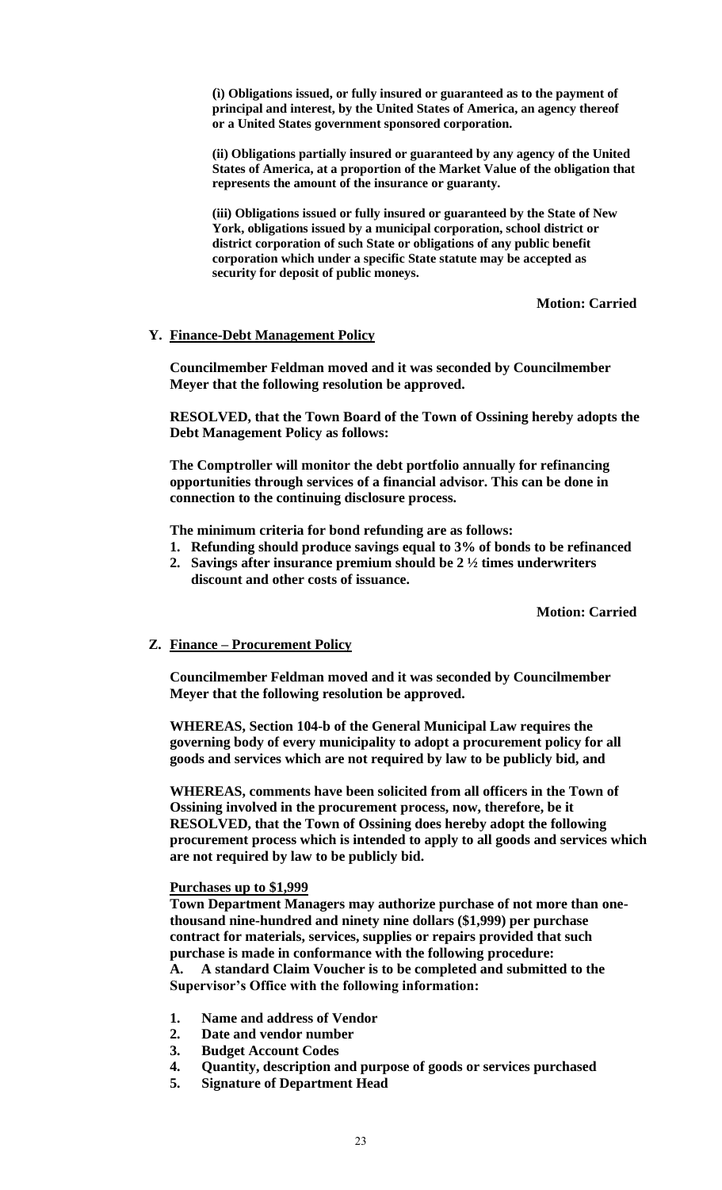**(i) Obligations issued, or fully insured or guaranteed as to the payment of principal and interest, by the United States of America, an agency thereof or a United States government sponsored corporation.**

**(ii) Obligations partially insured or guaranteed by any agency of the United States of America, at a proportion of the Market Value of the obligation that represents the amount of the insurance or guaranty.**

**(iii) Obligations issued or fully insured or guaranteed by the State of New York, obligations issued by a municipal corporation, school district or district corporation of such State or obligations of any public benefit corporation which under a specific State statute may be accepted as security for deposit of public moneys.**

**Motion: Carried**

**Y. <u>Finance-Debt Management Policy</u>**

**Councilmember Feldman moved and it was seconded by Councilmember Meyer that the following resolution be approved.**

**RESOLVED, that the Town Board of the Town of Ossining hereby adopts the Debt Management Policy as follows:**

**The Comptroller will monitor the debt portfolio annually for refinancing opportunities through services of a financial advisor. This can be done in connection to the continuing disclosure process.**

**The minimum criteria for bond refunding are as follows:**

1. **Refunding should produce savings equal to 3% of bonds to be refinanced**
2. **Savings after insurance premium should be 2 ½ times underwriters discount and other costs of issuance.**

**Motion: Carried**

**Z. <u>Finance – Procurement Policy</u>**

**Councilmember Feldman moved and it was seconded by Councilmember Meyer that the following resolution be approved.**

**WHEREAS, Section 104-b of the General Municipal Law requires the governing body of every municipality to adopt a procurement policy for all goods and services which are not required by law to be publicly bid, and**

**WHEREAS, comments have been solicited from all officers in the Town of Ossining involved in the procurement process, now, therefore, be it RESOLVED, that the Town of Ossining does hereby adopt the following procurement process which is intended to apply to all goods and services which are not required by law to be publicly bid.**

**<u>Purchases up to $1,999</u>**

**Town Department Managers may authorize purchase of not more than one-thousand nine-hundred and ninety nine dollars ($1,999) per purchase contract for materials, services, supplies or repairs provided that such purchase is made in conformance with the following procedure:**

**A. A standard Claim Voucher is to be completed and submitted to the Supervisor's Office with the following information:**

1. **Name and address of Vendor**
2. **Date and vendor number**
3. **Budget Account Codes**
4. **Quantity, description and purpose of goods or services purchased**
5. **Signature of Department Head**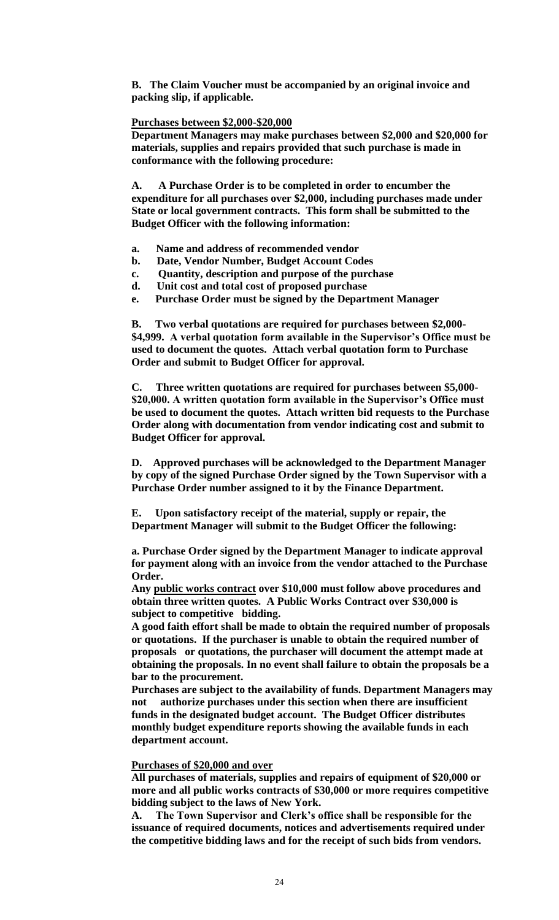**B. The Claim Voucher must be accompanied by an original invoice and packing slip, if applicable.**

**<u>Purchases between $2,000-$20,000</u>**

**Department Managers may make purchases between $2,000 and $20,000 for materials, supplies and repairs provided that such purchase is made in conformance with the following procedure:**

**A. A Purchase Order is to be completed in order to encumber the expenditure for all purchases over $2,000, including purchases made under State or local government contracts. This form shall be submitted to the Budget Officer with the following information:**

**a. Name and address of recommended vendor**
**b. Date, Vendor Number, Budget Account Codes**
**c. Quantity, description and purpose of the purchase**
**d. Unit cost and total cost of proposed purchase**
**e. Purchase Order must be signed by the Department Manager**

**B. Two verbal quotations are required for purchases between $2,000-$4,999. A verbal quotation form available in the Supervisor's Office must be used to document the quotes. Attach verbal quotation form to Purchase Order and submit to Budget Officer for approval.**

**C. Three written quotations are required for purchases between $5,000-$20,000. A written quotation form available in the Supervisor's Office must be used to document the quotes. Attach written bid requests to the Purchase Order along with documentation from vendor indicating cost and submit to Budget Officer for approval.**

**D. Approved purchases will be acknowledged to the Department Manager by copy of the signed Purchase Order signed by the Town Supervisor with a Purchase Order number assigned to it by the Finance Department.**

**E. Upon satisfactory receipt of the material, supply or repair, the Department Manager will submit to the Budget Officer the following:**

**a. Purchase Order signed by the Department Manager to indicate approval for payment along with an invoice from the vendor attached to the Purchase Order.**

**Any <u>public works contract</u> over $10,000 must follow above procedures and obtain three written quotes. A Public Works Contract over $30,000 is subject to competitive bidding.**

**A good faith effort shall be made to obtain the required number of proposals or quotations. If the purchaser is unable to obtain the required number of proposals or quotations, the purchaser will document the attempt made at obtaining the proposals. In no event shall failure to obtain the proposals be a bar to the procurement.**

**Purchases are subject to the availability of funds. Department Managers may not authorize purchases under this section when there are insufficient funds in the designated budget account. The Budget Officer distributes monthly budget expenditure reports showing the available funds in each department account.**

**<u>Purchases of $20,000 and over</u>**

**All purchases of materials, supplies and repairs of equipment of $20,000 or more and all public works contracts of $30,000 or more requires competitive bidding subject to the laws of New York.**

**A. The Town Supervisor and Clerk's office shall be responsible for the issuance of required documents, notices and advertisements required under the competitive bidding laws and for the receipt of such bids from vendors.**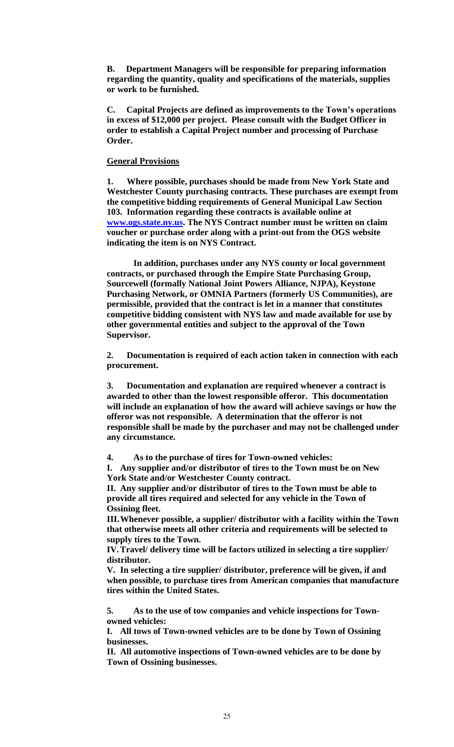**B. Department Managers will be responsible for preparing information regarding the quantity, quality and specifications of the materials, supplies or work to be furnished.**

**C. Capital Projects are defined as improvements to the Town's operations in excess of $12,000 per project. Please consult with the Budget Officer in order to establish a Capital Project number and processing of Purchase Order.**

**General Provisions**

**1. Where possible, purchases should be made from New York State and Westchester County purchasing contracts. These purchases are exempt from the competitive bidding requirements of General Municipal Law Section 103. Information regarding these contracts is available online at www.ogs.state.ny.us. The NYS Contract number must be written on claim voucher or purchase order along with a print-out from the OGS website indicating the item is on NYS Contract.**

**In addition, purchases under any NYS county or local government contracts, or purchased through the Empire State Purchasing Group, Sourcewell (formally National Joint Powers Alliance, NJPA), Keystone Purchasing Network, or OMNIA Partners (formerly US Communities), are permissible, provided that the contract is let in a manner that constitutes competitive bidding consistent with NYS law and made available for use by other governmental entities and subject to the approval of the Town Supervisor.**

**2. Documentation is required of each action taken in connection with each procurement.**

**3. Documentation and explanation are required whenever a contract is awarded to other than the lowest responsible offeror. This documentation will include an explanation of how the award will achieve savings or how the offeror was not responsible. A determination that the offeror is not responsible shall be made by the purchaser and may not be challenged under any circumstance.**

**4. As to the purchase of tires for Town-owned vehicles:**

**I. Any supplier and/or distributor of tires to the Town must be on New York State and/or Westchester County contract.**

**II. Any supplier and/or distributor of tires to the Town must be able to provide all tires required and selected for any vehicle in the Town of Ossining fleet.**

**III. Whenever possible, a supplier/ distributor with a facility within the Town that otherwise meets all other criteria and requirements will be selected to supply tires to the Town.**

**IV. Travel/ delivery time will be factors utilized in selecting a tire supplier/ distributor.**

**V. In selecting a tire supplier/ distributor, preference will be given, if and when possible, to purchase tires from American companies that manufacture tires within the United States.**

**5. As to the use of tow companies and vehicle inspections for Town-owned vehicles:**

**I. All tows of Town-owned vehicles are to be done by Town of Ossining businesses.**

**II. All automotive inspections of Town-owned vehicles are to be done by Town of Ossining businesses.**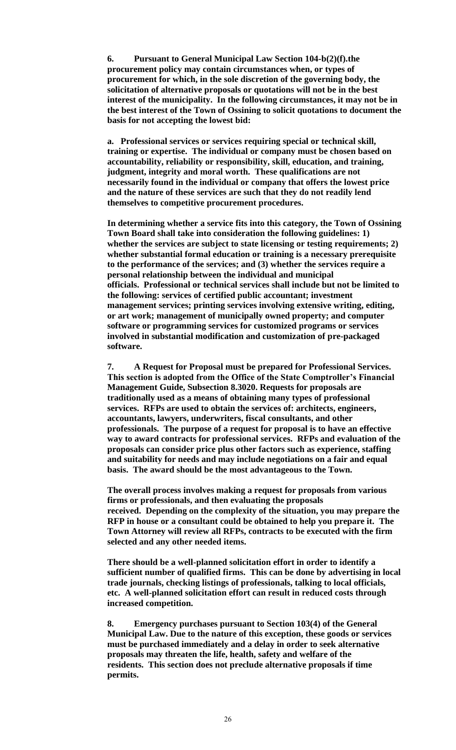**6. Pursuant to General Municipal Law Section 104-b(2)(f).the procurement policy may contain circumstances when, or types of procurement for which, in the sole discretion of the governing body, the solicitation of alternative proposals or quotations will not be in the best interest of the municipality. In the following circumstances, it may not be in the best interest of the Town of Ossining to solicit quotations to document the basis for not accepting the lowest bid:**

**a. Professional services or services requiring special or technical skill, training or expertise. The individual or company must be chosen based on accountability, reliability or responsibility, skill, education, and training, judgment, integrity and moral worth. These qualifications are not necessarily found in the individual or company that offers the lowest price and the nature of these services are such that they do not readily lend themselves to competitive procurement procedures.**

**In determining whether a service fits into this category, the Town of Ossining Town Board shall take into consideration the following guidelines: 1) whether the services are subject to state licensing or testing requirements; 2) whether substantial formal education or training is a necessary prerequisite to the performance of the services; and (3) whether the services require a personal relationship between the individual and municipal officials. Professional or technical services shall include but not be limited to the following: services of certified public accountant; investment management services; printing services involving extensive writing, editing, or art work; management of municipally owned property; and computer software or programming services for customized programs or services involved in substantial modification and customization of pre-packaged software.**

**7. A Request for Proposal must be prepared for Professional Services. This section is adopted from the Office of the State Comptroller's Financial Management Guide, Subsection 8.3020. Requests for proposals are traditionally used as a means of obtaining many types of professional services. RFPs are used to obtain the services of: architects, engineers, accountants, lawyers, underwriters, fiscal consultants, and other professionals. The purpose of a request for proposal is to have an effective way to award contracts for professional services. RFPs and evaluation of the proposals can consider price plus other factors such as experience, staffing and suitability for needs and may include negotiations on a fair and equal basis. The award should be the most advantageous to the Town.**

**The overall process involves making a request for proposals from various firms or professionals, and then evaluating the proposals received. Depending on the complexity of the situation, you may prepare the RFP in house or a consultant could be obtained to help you prepare it. The Town Attorney will review all RFPs, contracts to be executed with the firm selected and any other needed items.**

**There should be a well-planned solicitation effort in order to identify a sufficient number of qualified firms. This can be done by advertising in local trade journals, checking listings of professionals, talking to local officials, etc. A well-planned solicitation effort can result in reduced costs through increased competition.**

**8. Emergency purchases pursuant to Section 103(4) of the General Municipal Law. Due to the nature of this exception, these goods or services must be purchased immediately and a delay in order to seek alternative proposals may threaten the life, health, safety and welfare of the residents. This section does not preclude alternative proposals if time permits.**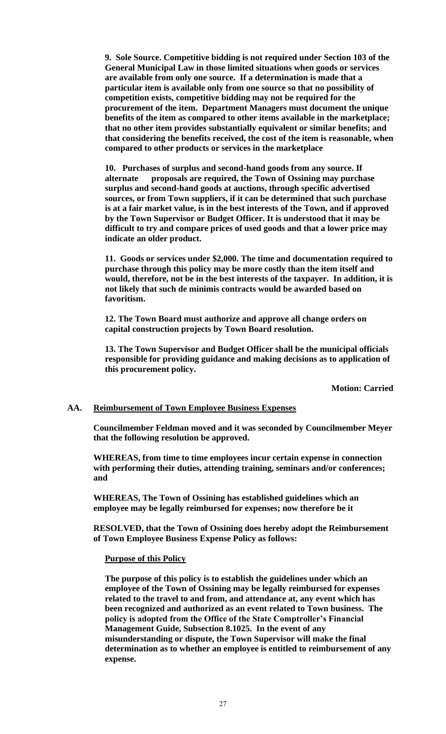**9. Sole Source. Competitive bidding is not required under Section 103 of the General Municipal Law in those limited situations when goods or services are available from only one source. If a determination is made that a particular item is available only from one source so that no possibility of competition exists, competitive bidding may not be required for the procurement of the item. Department Managers must document the unique benefits of the item as compared to other items available in the marketplace; that no other item provides substantially equivalent or similar benefits; and that considering the benefits received, the cost of the item is reasonable, when compared to other products or services in the marketplace**

**10. Purchases of surplus and second-hand goods from any source. If alternate proposals are required, the Town of Ossining may purchase surplus and second-hand goods at auctions, through specific advertised sources, or from Town suppliers, if it can be determined that such purchase is at a fair market value, is in the best interests of the Town, and if approved by the Town Supervisor or Budget Officer. It is understood that it may be difficult to try and compare prices of used goods and that a lower price may indicate an older product.**

**11. Goods or services under $2,000. The time and documentation required to purchase through this policy may be more costly than the item itself and would, therefore, not be in the best interests of the taxpayer. In addition, it is not likely that such de minimis contracts would be awarded based on favoritism.**

**12. The Town Board must authorize and approve all change orders on capital construction projects by Town Board resolution.**

**13. The Town Supervisor and Budget Officer shall be the municipal officials responsible for providing guidance and making decisions as to application of this procurement policy.**

**Motion: Carried**

**AA. Reimbursement of Town Employee Business Expenses**

**Councilmember Feldman moved and it was seconded by Councilmember Meyer that the following resolution be approved.**

**WHEREAS, from time to time employees incur certain expense in connection with performing their duties, attending training, seminars and/or conferences; and**

**WHEREAS, The Town of Ossining has established guidelines which an employee may be legally reimbursed for expenses; now therefore be it**

**RESOLVED, that the Town of Ossining does hereby adopt the Reimbursement of Town Employee Business Expense Policy as follows:**

**Purpose of this Policy**

**The purpose of this policy is to establish the guidelines under which an employee of the Town of Ossining may be legally reimbursed for expenses related to the travel to and from, and attendance at, any event which has been recognized and authorized as an event related to Town business. The policy is adopted from the Office of the State Comptroller's Financial Management Guide, Subsection 8.1025. In the event of any misunderstanding or dispute, the Town Supervisor will make the final determination as to whether an employee is entitled to reimbursement of any expense.**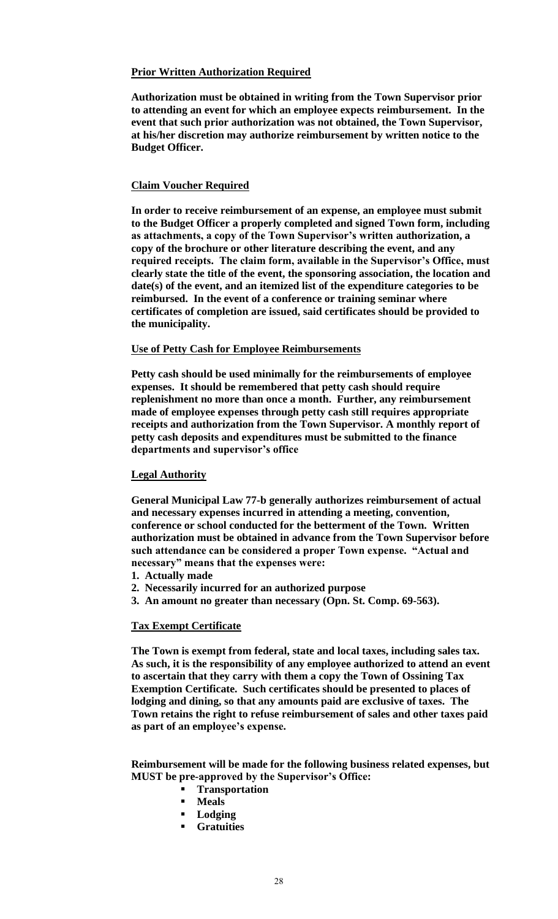## Prior Written Authorization Required

**Authorization must be obtained in writing from the Town Supervisor prior to attending an event for which an employee expects reimbursement. In the event that such prior authorization was not obtained, the Town Supervisor, at his/her discretion may authorize reimbursement by written notice to the Budget Officer.**

## Claim Voucher Required

**In order to receive reimbursement of an expense, an employee must submit to the Budget Officer a properly completed and signed Town form, including as attachments, a copy of the Town Supervisor's written authorization, a copy of the brochure or other literature describing the event, and any required receipts. The claim form, available in the Supervisor's Office, must clearly state the title of the event, the sponsoring association, the location and date(s) of the event, and an itemized list of the expenditure categories to be reimbursed. In the event of a conference or training seminar where certificates of completion are issued, said certificates should be provided to the municipality.**

## Use of Petty Cash for Employee Reimbursements

**Petty cash should be used minimally for the reimbursements of employee expenses. It should be remembered that petty cash should require replenishment no more than once a month. Further, any reimbursement made of employee expenses through petty cash still requires appropriate receipts and authorization from the Town Supervisor. A monthly report of petty cash deposits and expenditures must be submitted to the finance departments and supervisor's office**

## Legal Authority

**General Municipal Law 77-b generally authorizes reimbursement of actual and necessary expenses incurred in attending a meeting, convention, conference or school conducted for the betterment of the Town. Written authorization must be obtained in advance from the Town Supervisor before such attendance can be considered a proper Town expense. "Actual and necessary" means that the expenses were:**

1. **Actually made**
2. **Necessarily incurred for an authorized purpose**
3. **An amount no greater than necessary (Opn. St. Comp. 69-563).**

## Tax Exempt Certificate

**The Town is exempt from federal, state and local taxes, including sales tax. As such, it is the responsibility of any employee authorized to attend an event to ascertain that they carry with them a copy the Town of Ossining Tax Exemption Certificate. Such certificates should be presented to places of lodging and dining, so that any amounts paid are exclusive of taxes. The Town retains the right to refuse reimbursement of sales and other taxes paid as part of an employee's expense.**

**Reimbursement will be made for the following business related expenses, but MUST be pre-approved by the Supervisor's Office:**

- **Transportation**
- **Meals**
- **Lodging**
- **Gratuities**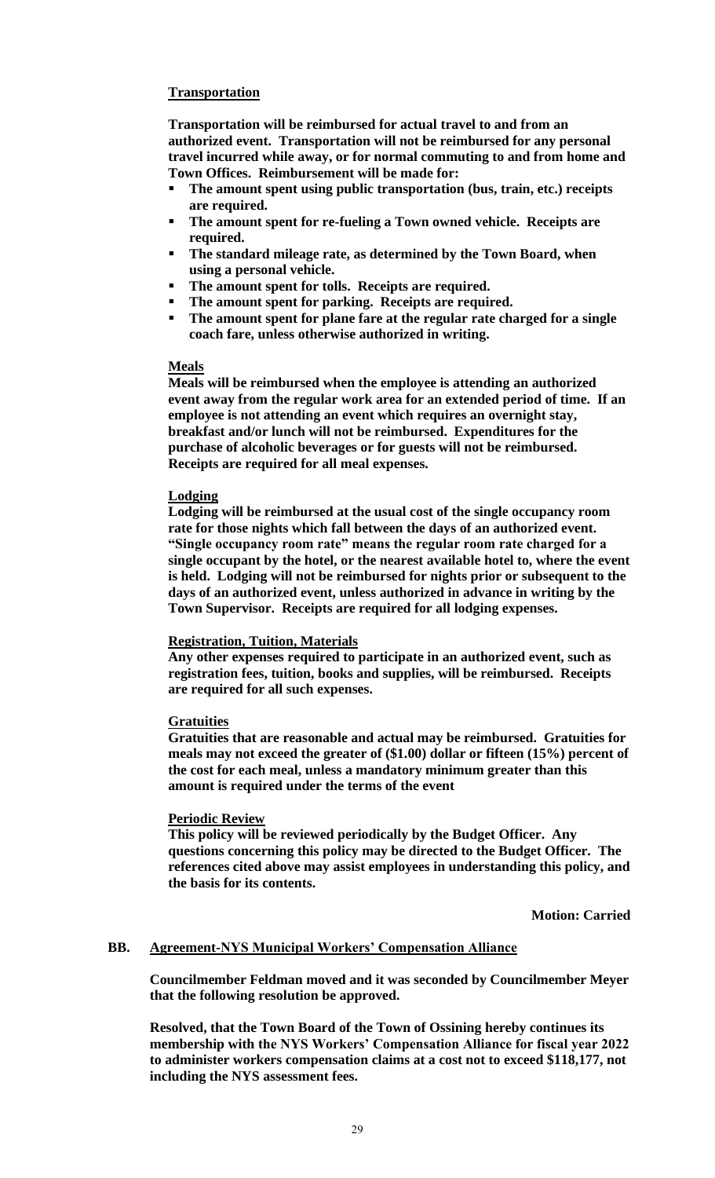**Transportation**

**Transportation will be reimbursed for actual travel to and from an authorized event. Transportation will not be reimbursed for any personal travel incurred while away, or for normal commuting to and from home and Town Offices. Reimbursement will be made for:**

- **The amount spent using public transportation (bus, train, etc.) receipts are required.**
- **The amount spent for re-fueling a Town owned vehicle. Receipts are required.**
- **The standard mileage rate, as determined by the Town Board, when using a personal vehicle.**
- **The amount spent for tolls. Receipts are required.**
- **The amount spent for parking. Receipts are required.**
- **The amount spent for plane fare at the regular rate charged for a single coach fare, unless otherwise authorized in writing.**

**Meals**

**Meals will be reimbursed when the employee is attending an authorized event away from the regular work area for an extended period of time. If an employee is not attending an event which requires an overnight stay, breakfast and/or lunch will not be reimbursed. Expenditures for the purchase of alcoholic beverages or for guests will not be reimbursed. Receipts are required for all meal expenses.**

**Lodging**

**Lodging will be reimbursed at the usual cost of the single occupancy room rate for those nights which fall between the days of an authorized event. "Single occupancy room rate" means the regular room rate charged for a single occupant by the hotel, or the nearest available hotel to, where the event is held. Lodging will not be reimbursed for nights prior or subsequent to the days of an authorized event, unless authorized in advance in writing by the Town Supervisor. Receipts are required for all lodging expenses.**

**Registration, Tuition, Materials**

**Any other expenses required to participate in an authorized event, such as registration fees, tuition, books and supplies, will be reimbursed. Receipts are required for all such expenses.**

**Gratuities**

**Gratuities that are reasonable and actual may be reimbursed. Gratuities for meals may not exceed the greater of ($1.00) dollar or fifteen (15%) percent of the cost for each meal, unless a mandatory minimum greater than this amount is required under the terms of the event**

**Periodic Review**

**This policy will be reviewed periodically by the Budget Officer. Any questions concerning this policy may be directed to the Budget Officer. The references cited above may assist employees in understanding this policy, and the basis for its contents.**

**Motion: Carried**

## BB. Agreement-NYS Municipal Workers' Compensation Alliance

**Councilmember Feldman moved and it was seconded by Councilmember Meyer that the following resolution be approved.**

**Resolved, that the Town Board of the Town of Ossining hereby continues its membership with the NYS Workers' Compensation Alliance for fiscal year 2022 to administer workers compensation claims at a cost not to exceed $118,177, not including the NYS assessment fees.**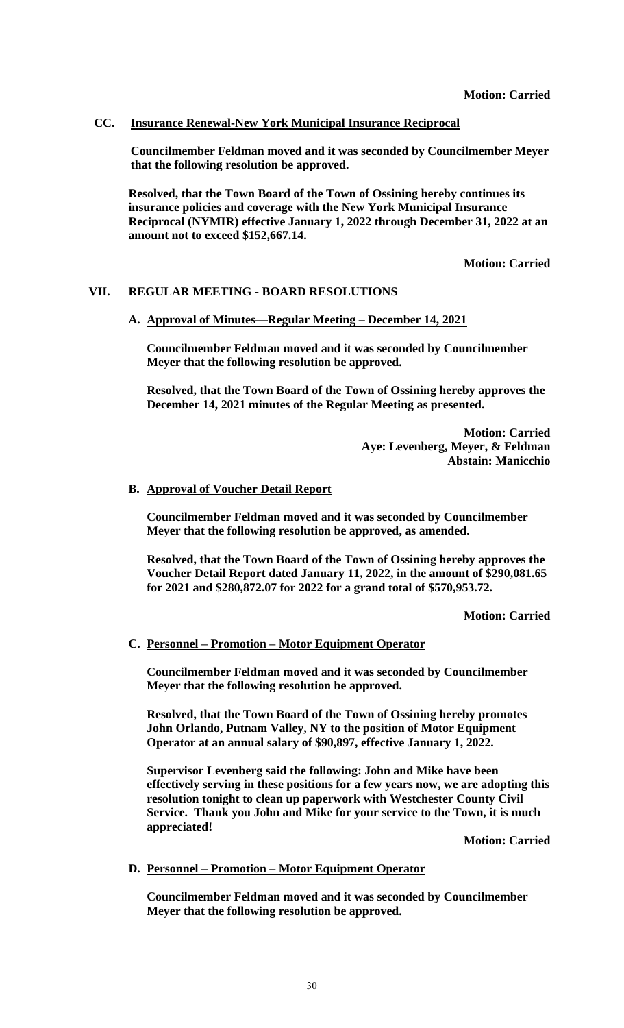**Motion: Carried**

**CC. Insurance Renewal-New York Municipal Insurance Reciprocal**

**Councilmember Feldman moved and it was seconded by Councilmember Meyer that the following resolution be approved.**

**Resolved, that the Town Board of the Town of Ossining hereby continues its insurance policies and coverage with the New York Municipal Insurance Reciprocal (NYMIR) effective January 1, 2022 through December 31, 2022 at an amount not to exceed $152,667.14.**

**Motion: Carried**

## VII. REGULAR MEETING - BOARD RESOLUTIONS

**A. Approval of Minutes—Regular Meeting – December 14, 2021**

**Councilmember Feldman moved and it was seconded by Councilmember Meyer that the following resolution be approved.**

**Resolved, that the Town Board of the Town of Ossining hereby approves the December 14, 2021 minutes of the Regular Meeting as presented.**

**Motion: Carried**
**Aye: Levenberg, Meyer, & Feldman**
**Abstain: Manicchio**

**B. Approval of Voucher Detail Report**

**Councilmember Feldman moved and it was seconded by Councilmember Meyer that the following resolution be approved, as amended.**

**Resolved, that the Town Board of the Town of Ossining hereby approves the Voucher Detail Report dated January 11, 2022, in the amount of $290,081.65 for 2021 and $280,872.07 for 2022 for a grand total of $570,953.72.**

**Motion: Carried**

**C. Personnel – Promotion – Motor Equipment Operator**

**Councilmember Feldman moved and it was seconded by Councilmember Meyer that the following resolution be approved.**

**Resolved, that the Town Board of the Town of Ossining hereby promotes John Orlando, Putnam Valley, NY to the position of Motor Equipment Operator at an annual salary of $90,897, effective January 1, 2022.**

**Supervisor Levenberg said the following: John and Mike have been effectively serving in these positions for a few years now, we are adopting this resolution tonight to clean up paperwork with Westchester County Civil Service. Thank you John and Mike for your service to the Town, it is much appreciated!**

**Motion: Carried**

**D. Personnel – Promotion – Motor Equipment Operator**

**Councilmember Feldman moved and it was seconded by Councilmember Meyer that the following resolution be approved.**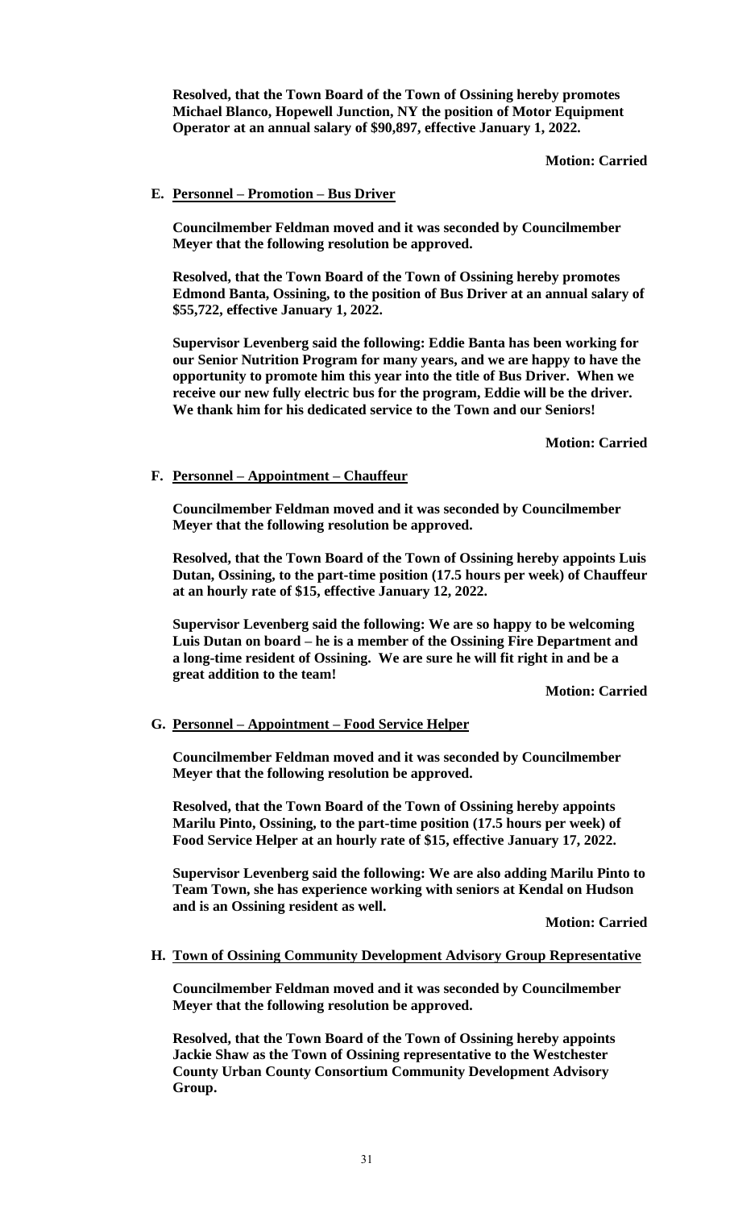**Resolved, that the Town Board of the Town of Ossining hereby promotes Michael Blanco, Hopewell Junction, NY the position of Motor Equipment Operator at an annual salary of $90,897, effective January 1, 2022.**

**Motion: Carried**

**E. Personnel – Promotion – Bus Driver**

**Councilmember Feldman moved and it was seconded by Councilmember Meyer that the following resolution be approved.**

**Resolved, that the Town Board of the Town of Ossining hereby promotes Edmond Banta, Ossining, to the position of Bus Driver at an annual salary of $55,722, effective January 1, 2022.**

**Supervisor Levenberg said the following: Eddie Banta has been working for our Senior Nutrition Program for many years, and we are happy to have the opportunity to promote him this year into the title of Bus Driver. When we receive our new fully electric bus for the program, Eddie will be the driver. We thank him for his dedicated service to the Town and our Seniors!**

**Motion: Carried**

**F. Personnel – Appointment – Chauffeur**

**Councilmember Feldman moved and it was seconded by Councilmember Meyer that the following resolution be approved.**

**Resolved, that the Town Board of the Town of Ossining hereby appoints Luis Dutan, Ossining, to the part-time position (17.5 hours per week) of Chauffeur at an hourly rate of $15, effective January 12, 2022.**

**Supervisor Levenberg said the following: We are so happy to be welcoming Luis Dutan on board – he is a member of the Ossining Fire Department and a long-time resident of Ossining. We are sure he will fit right in and be a great addition to the team!**

**Motion: Carried**

**G. Personnel – Appointment – Food Service Helper**

**Councilmember Feldman moved and it was seconded by Councilmember Meyer that the following resolution be approved.**

**Resolved, that the Town Board of the Town of Ossining hereby appoints Marilu Pinto, Ossining, to the part-time position (17.5 hours per week) of Food Service Helper at an hourly rate of $15, effective January 17, 2022.**

**Supervisor Levenberg said the following: We are also adding Marilu Pinto to Team Town, she has experience working with seniors at Kendal on Hudson and is an Ossining resident as well.**

**Motion: Carried**

**H. Town of Ossining Community Development Advisory Group Representative**

**Councilmember Feldman moved and it was seconded by Councilmember Meyer that the following resolution be approved.**

**Resolved, that the Town Board of the Town of Ossining hereby appoints Jackie Shaw as the Town of Ossining representative to the Westchester County Urban County Consortium Community Development Advisory Group.**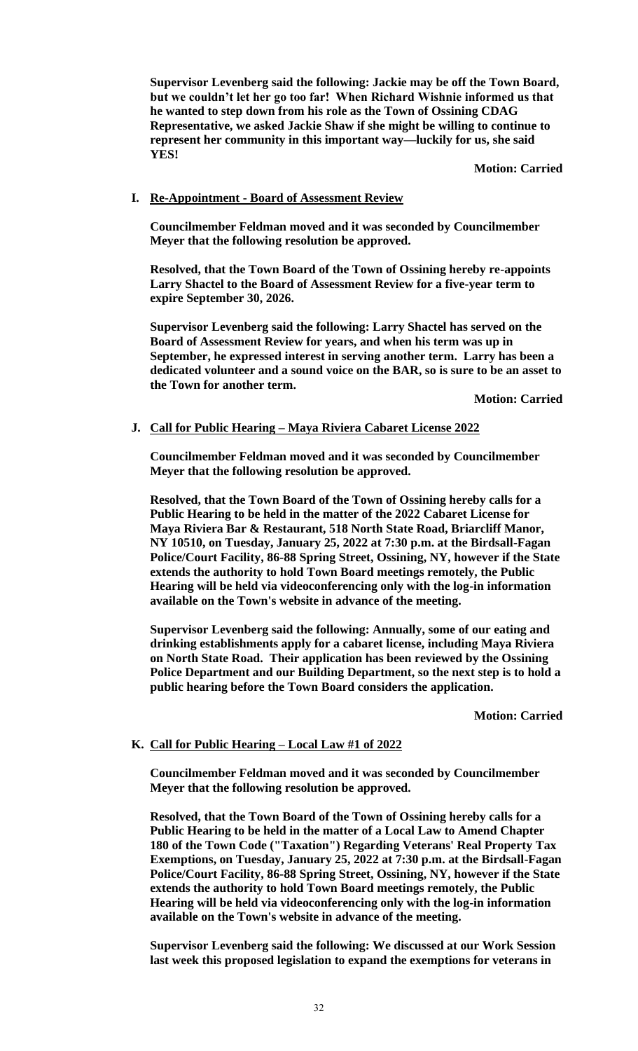**Supervisor Levenberg said the following: Jackie may be off the Town Board, but we couldn't let her go too far! When Richard Wishnie informed us that he wanted to step down from his role as the Town of Ossining CDAG Representative, we asked Jackie Shaw if she might be willing to continue to represent her community in this important way—luckily for us, she said YES!**

**Motion: Carried**

**I. Re-Appointment - Board of Assessment Review**

**Councilmember Feldman moved and it was seconded by Councilmember Meyer that the following resolution be approved.**

**Resolved, that the Town Board of the Town of Ossining hereby re-appoints Larry Shactel to the Board of Assessment Review for a five-year term to expire September 30, 2026.**

**Supervisor Levenberg said the following: Larry Shactel has served on the Board of Assessment Review for years, and when his term was up in September, he expressed interest in serving another term. Larry has been a dedicated volunteer and a sound voice on the BAR, so is sure to be an asset to the Town for another term.**

**Motion: Carried**

**J. Call for Public Hearing – Maya Riviera Cabaret License 2022**

**Councilmember Feldman moved and it was seconded by Councilmember Meyer that the following resolution be approved.**

**Resolved, that the Town Board of the Town of Ossining hereby calls for a Public Hearing to be held in the matter of the 2022 Cabaret License for Maya Riviera Bar & Restaurant, 518 North State Road, Briarcliff Manor, NY 10510, on Tuesday, January 25, 2022 at 7:30 p.m. at the Birdsall-Fagan Police/Court Facility, 86-88 Spring Street, Ossining, NY, however if the State extends the authority to hold Town Board meetings remotely, the Public Hearing will be held via videoconferencing only with the log-in information available on the Town's website in advance of the meeting.**

**Supervisor Levenberg said the following: Annually, some of our eating and drinking establishments apply for a cabaret license, including Maya Riviera on North State Road. Their application has been reviewed by the Ossining Police Department and our Building Department, so the next step is to hold a public hearing before the Town Board considers the application.**

**Motion: Carried**

**K. Call for Public Hearing – Local Law #1 of 2022**

**Councilmember Feldman moved and it was seconded by Councilmember Meyer that the following resolution be approved.**

**Resolved, that the Town Board of the Town of Ossining hereby calls for a Public Hearing to be held in the matter of a Local Law to Amend Chapter 180 of the Town Code ("Taxation") Regarding Veterans' Real Property Tax Exemptions, on Tuesday, January 25, 2022 at 7:30 p.m. at the Birdsall-Fagan Police/Court Facility, 86-88 Spring Street, Ossining, NY, however if the State extends the authority to hold Town Board meetings remotely, the Public Hearing will be held via videoconferencing only with the log-in information available on the Town's website in advance of the meeting.**

**Supervisor Levenberg said the following: We discussed at our Work Session last week this proposed legislation to expand the exemptions for veterans in**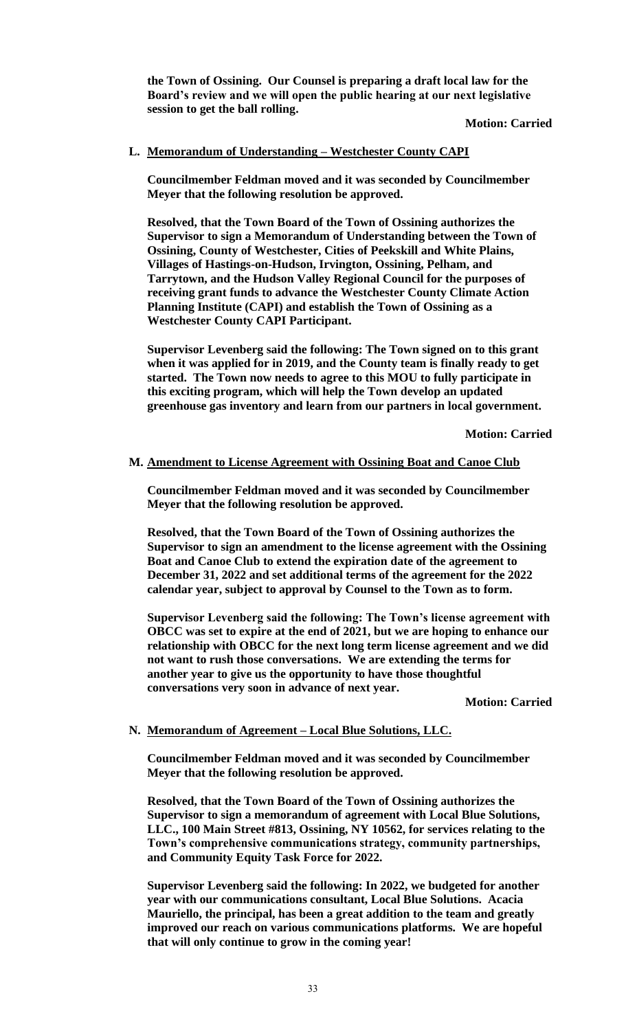**the Town of Ossining. Our Counsel is preparing a draft local law for the Board's review and we will open the public hearing at our next legislative session to get the ball rolling.**

**Motion: Carried**

**L. Memorandum of Understanding – Westchester County CAPI**

**Councilmember Feldman moved and it was seconded by Councilmember Meyer that the following resolution be approved.**

**Resolved, that the Town Board of the Town of Ossining authorizes the Supervisor to sign a Memorandum of Understanding between the Town of Ossining, County of Westchester, Cities of Peekskill and White Plains, Villages of Hastings-on-Hudson, Irvington, Ossining, Pelham, and Tarrytown, and the Hudson Valley Regional Council for the purposes of receiving grant funds to advance the Westchester County Climate Action Planning Institute (CAPI) and establish the Town of Ossining as a Westchester County CAPI Participant.**

**Supervisor Levenberg said the following: The Town signed on to this grant when it was applied for in 2019, and the County team is finally ready to get started. The Town now needs to agree to this MOU to fully participate in this exciting program, which will help the Town develop an updated greenhouse gas inventory and learn from our partners in local government.**

**Motion: Carried**

**M. Amendment to License Agreement with Ossining Boat and Canoe Club**

**Councilmember Feldman moved and it was seconded by Councilmember Meyer that the following resolution be approved.**

**Resolved, that the Town Board of the Town of Ossining authorizes the Supervisor to sign an amendment to the license agreement with the Ossining Boat and Canoe Club to extend the expiration date of the agreement to December 31, 2022 and set additional terms of the agreement for the 2022 calendar year, subject to approval by Counsel to the Town as to form.**

**Supervisor Levenberg said the following: The Town's license agreement with OBCC was set to expire at the end of 2021, but we are hoping to enhance our relationship with OBCC for the next long term license agreement and we did not want to rush those conversations. We are extending the terms for another year to give us the opportunity to have those thoughtful conversations very soon in advance of next year.**

**Motion: Carried**

**N. Memorandum of Agreement – Local Blue Solutions, LLC.**

**Councilmember Feldman moved and it was seconded by Councilmember Meyer that the following resolution be approved.**

**Resolved, that the Town Board of the Town of Ossining authorizes the Supervisor to sign a memorandum of agreement with Local Blue Solutions, LLC., 100 Main Street #813, Ossining, NY 10562, for services relating to the Town's comprehensive communications strategy, community partnerships, and Community Equity Task Force for 2022.**

**Supervisor Levenberg said the following: In 2022, we budgeted for another year with our communications consultant, Local Blue Solutions. Acacia Mauriello, the principal, has been a great addition to the team and greatly improved our reach on various communications platforms. We are hopeful that will only continue to grow in the coming year!**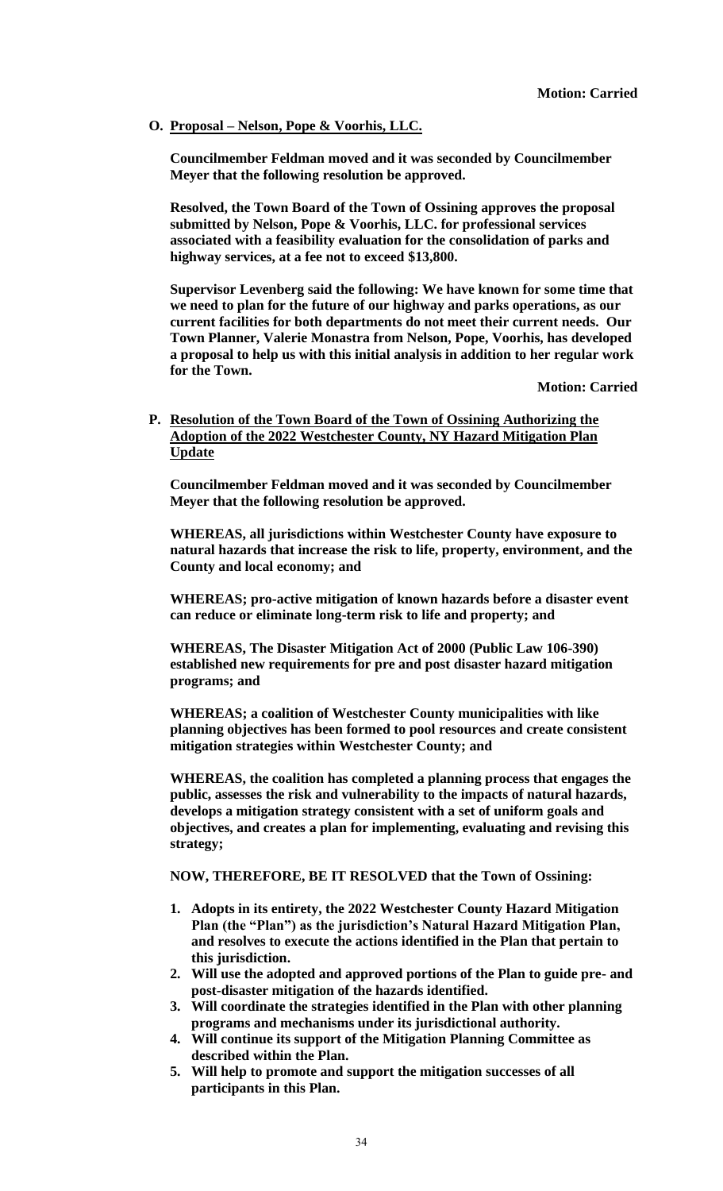**Motion: Carried**

**O. Proposal – Nelson, Pope & Voorhis, LLC.**

**Councilmember Feldman moved and it was seconded by Councilmember Meyer that the following resolution be approved.**

**Resolved, the Town Board of the Town of Ossining approves the proposal submitted by Nelson, Pope & Voorhis, LLC. for professional services associated with a feasibility evaluation for the consolidation of parks and highway services, at a fee not to exceed $13,800.**

**Supervisor Levenberg said the following: We have known for some time that we need to plan for the future of our highway and parks operations, as our current facilities for both departments do not meet their current needs. Our Town Planner, Valerie Monastra from Nelson, Pope, Voorhis, has developed a proposal to help us with this initial analysis in addition to her regular work for the Town.**

**Motion: Carried**

**P. Resolution of the Town Board of the Town of Ossining Authorizing the Adoption of the 2022 Westchester County, NY Hazard Mitigation Plan Update**

**Councilmember Feldman moved and it was seconded by Councilmember Meyer that the following resolution be approved.**

**WHEREAS, all jurisdictions within Westchester County have exposure to natural hazards that increase the risk to life, property, environment, and the County and local economy; and**

**WHEREAS; pro-active mitigation of known hazards before a disaster event can reduce or eliminate long-term risk to life and property; and**

**WHEREAS, The Disaster Mitigation Act of 2000 (Public Law 106-390) established new requirements for pre and post disaster hazard mitigation programs; and**

**WHEREAS; a coalition of Westchester County municipalities with like planning objectives has been formed to pool resources and create consistent mitigation strategies within Westchester County; and**

**WHEREAS, the coalition has completed a planning process that engages the public, assesses the risk and vulnerability to the impacts of natural hazards, develops a mitigation strategy consistent with a set of uniform goals and objectives, and creates a plan for implementing, evaluating and revising this strategy;**

**NOW, THEREFORE, BE IT RESOLVED that the Town of Ossining:**

1. **Adopts in its entirety, the 2022 Westchester County Hazard Mitigation Plan (the "Plan") as the jurisdiction's Natural Hazard Mitigation Plan, and resolves to execute the actions identified in the Plan that pertain to this jurisdiction.**
2. **Will use the adopted and approved portions of the Plan to guide pre- and post-disaster mitigation of the hazards identified.**
3. **Will coordinate the strategies identified in the Plan with other planning programs and mechanisms under its jurisdictional authority.**
4. **Will continue its support of the Mitigation Planning Committee as described within the Plan.**
5. **Will help to promote and support the mitigation successes of all participants in this Plan.**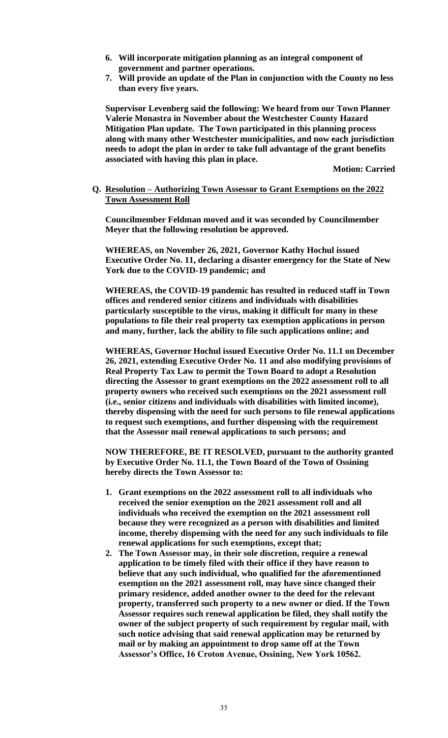6. **Will incorporate mitigation planning as an integral component of government and partner operations.**
7. **Will provide an update of the Plan in conjunction with the County no less than every five years.**

**Supervisor Levenberg said the following: We heard from our Town Planner Valerie Monastra in November about the Westchester County Hazard Mitigation Plan update. The Town participated in this planning process along with many other Westchester municipalities, and now each jurisdiction needs to adopt the plan in order to take full advantage of the grant benefits associated with having this plan in place.**

**Motion: Carried**

**Q. Resolution – Authorizing Town Assessor to Grant Exemptions on the 2022 Town Assessment Roll**

**Councilmember Feldman moved and it was seconded by Councilmember Meyer that the following resolution be approved.**

**WHEREAS, on November 26, 2021, Governor Kathy Hochul issued Executive Order No. 11, declaring a disaster emergency for the State of New York due to the COVID-19 pandemic; and**

**WHEREAS, the COVID-19 pandemic has resulted in reduced staff in Town offices and rendered senior citizens and individuals with disabilities particularly susceptible to the virus, making it difficult for many in these populations to file their real property tax exemption applications in person and many, further, lack the ability to file such applications online; and**

**WHEREAS, Governor Hochul issued Executive Order No. 11.1 on December 26, 2021, extending Executive Order No. 11 and also modifying provisions of Real Property Tax Law to permit the Town Board to adopt a Resolution directing the Assessor to grant exemptions on the 2022 assessment roll to all property owners who received such exemptions on the 2021 assessment roll (i.e., senior citizens and individuals with disabilities with limited income), thereby dispensing with the need for such persons to file renewal applications to request such exemptions, and further dispensing with the requirement that the Assessor mail renewal applications to such persons; and**

**NOW THEREFORE, BE IT RESOLVED, pursuant to the authority granted by Executive Order No. 11.1, the Town Board of the Town of Ossining hereby directs the Town Assessor to:**

1. **Grant exemptions on the 2022 assessment roll to all individuals who received the senior exemption on the 2021 assessment roll and all individuals who received the exemption on the 2021 assessment roll because they were recognized as a person with disabilities and limited income, thereby dispensing with the need for any such individuals to file renewal applications for such exemptions, except that;**
2. **The Town Assessor may, in their sole discretion, require a renewal application to be timely filed with their office if they have reason to believe that any such individual, who qualified for the aforementioned exemption on the 2021 assessment roll, may have since changed their primary residence, added another owner to the deed for the relevant property, transferred such property to a new owner or died. If the Town Assessor requires such renewal application be filed, they shall notify the owner of the subject property of such requirement by regular mail, with such notice advising that said renewal application may be returned by mail or by making an appointment to drop same off at the Town Assessor's Office, 16 Croton Avenue, Ossining, New York 10562.**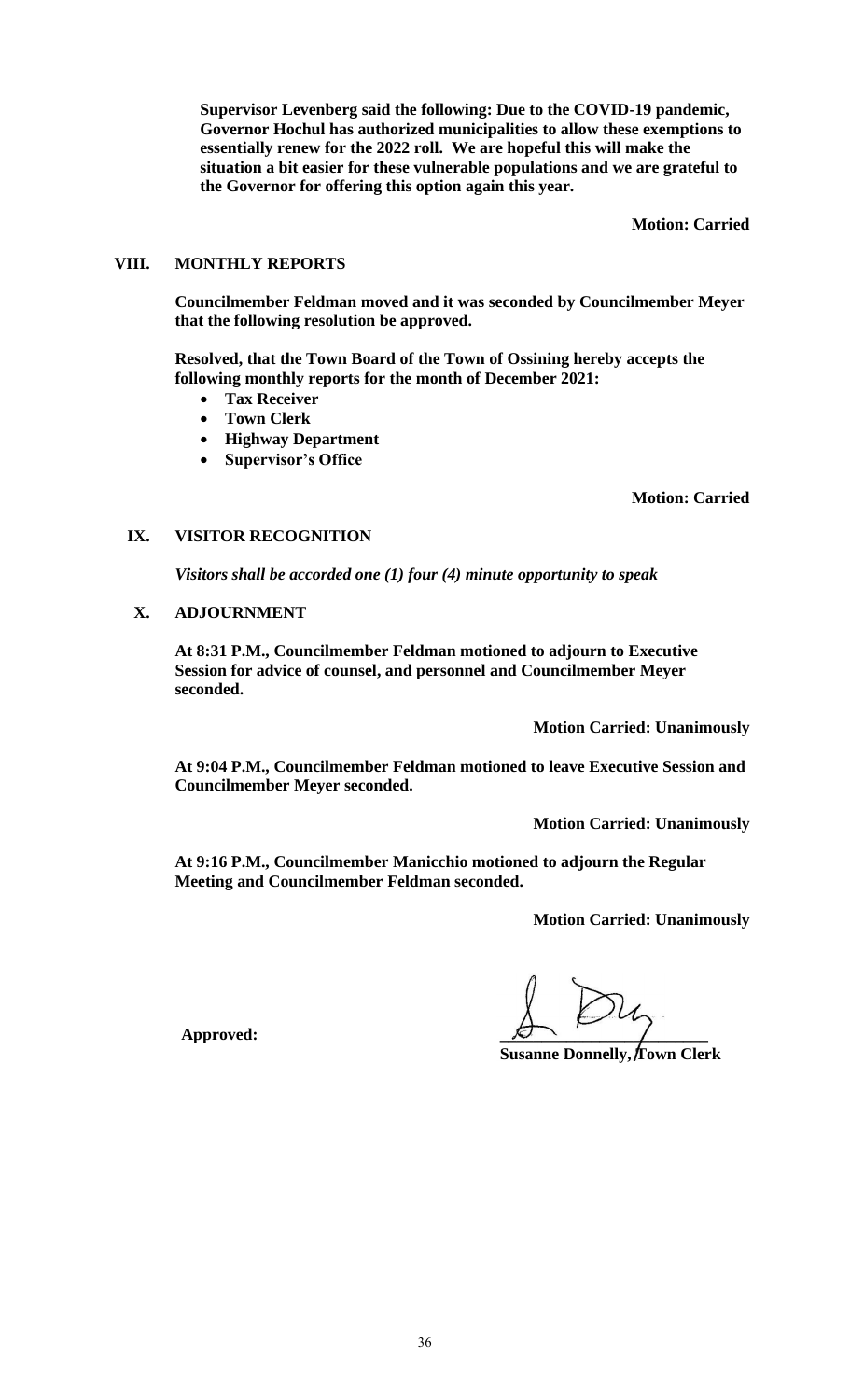**Supervisor Levenberg said the following: Due to the COVID-19 pandemic, Governor Hochul has authorized municipalities to allow these exemptions to essentially renew for the 2022 roll. We are hopeful this will make the situation a bit easier for these vulnerable populations and we are grateful to the Governor for offering this option again this year.**

**Motion: Carried**

## VIII. MONTHLY REPORTS

**Councilmember Feldman moved and it was seconded by Councilmember Meyer that the following resolution be approved.**

**Resolved, that the Town Board of the Town of Ossining hereby accepts the following monthly reports for the month of December 2021:**

- **Tax Receiver**
- **Town Clerk**
- **Highway Department**
- **Supervisor's Office**

**Motion: Carried**

## IX. VISITOR RECOGNITION

***Visitors shall be accorded one (1) four (4) minute opportunity to speak***

## X. ADJOURNMENT

**At 8:31 P.M., Councilmember Feldman motioned to adjourn to Executive Session for advice of counsel, and personnel and Councilmember Meyer seconded.**

**Motion Carried: Unanimously**

**At 9:04 P.M., Councilmember Feldman motioned to leave Executive Session and Councilmember Meyer seconded.**

**Motion Carried: Unanimously**

**At 9:16 P.M., Councilmember Manicchio motioned to adjourn the Regular Meeting and Councilmember Feldman seconded.**

**Motion Carried: Unanimously**

**Approved:**

**Susanne Donnelly, Town Clerk**